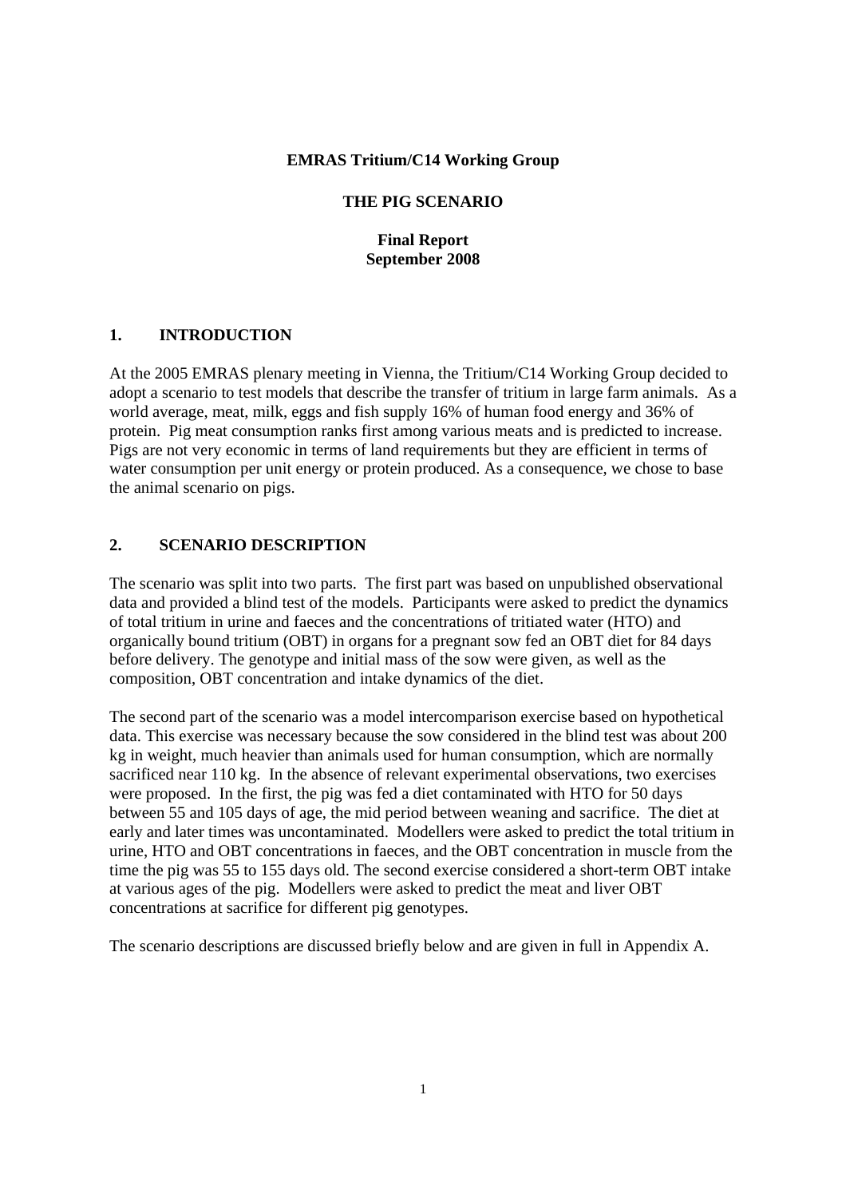**EMRAS Tritium/C14 Working Group**

**THE PIG SCENARIO**

**Final Report**
**September 2008**

## 1. INTRODUCTION

At the 2005 EMRAS plenary meeting in Vienna, the Tritium/C14 Working Group decided to adopt a scenario to test models that describe the transfer of tritium in large farm animals. As a world average, meat, milk, eggs and fish supply 16% of human food energy and 36% of protein. Pig meat consumption ranks first among various meats and is predicted to increase. Pigs are not very economic in terms of land requirements but they are efficient in terms of water consumption per unit energy or protein produced. As a consequence, we chose to base the animal scenario on pigs.

## 2. SCENARIO DESCRIPTION

The scenario was split into two parts. The first part was based on unpublished observational data and provided a blind test of the models. Participants were asked to predict the dynamics of total tritium in urine and faeces and the concentrations of tritiated water (HTO) and organically bound tritium (OBT) in organs for a pregnant sow fed an OBT diet for 84 days before delivery. The genotype and initial mass of the sow were given, as well as the composition, OBT concentration and intake dynamics of the diet.

The second part of the scenario was a model intercomparison exercise based on hypothetical data. This exercise was necessary because the sow considered in the blind test was about 200 kg in weight, much heavier than animals used for human consumption, which are normally sacrificed near 110 kg. In the absence of relevant experimental observations, two exercises were proposed. In the first, the pig was fed a diet contaminated with HTO for 50 days between 55 and 105 days of age, the mid period between weaning and sacrifice. The diet at early and later times was uncontaminated. Modellers were asked to predict the total tritium in urine, HTO and OBT concentrations in faeces, and the OBT concentration in muscle from the time the pig was 55 to 155 days old. The second exercise considered a short-term OBT intake at various ages of the pig. Modellers were asked to predict the meat and liver OBT concentrations at sacrifice for different pig genotypes.

The scenario descriptions are discussed briefly below and are given in full in Appendix A.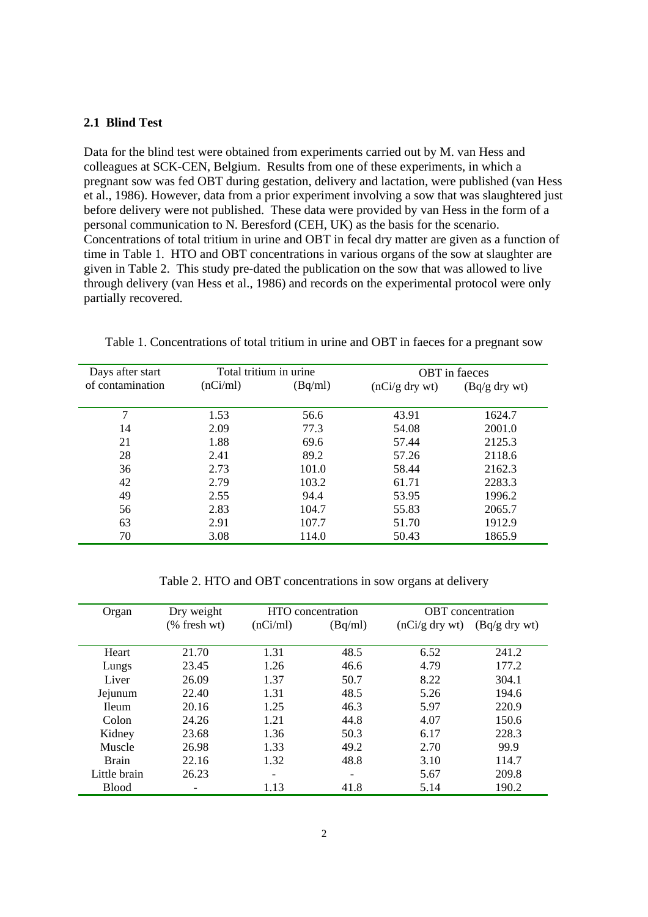### 2.1 Blind Test

Data for the blind test were obtained from experiments carried out by M. van Hess and colleagues at SCK-CEN, Belgium. Results from one of these experiments, in which a pregnant sow was fed OBT during gestation, delivery and lactation, were published (van Hess et al., 1986). However, data from a prior experiment involving a sow that was slaughtered just before delivery were not published. These data were provided by van Hess in the form of a personal communication to N. Beresford (CEH, UK) as the basis for the scenario. Concentrations of total tritium in urine and OBT in fecal dry matter are given as a function of time in Table 1. HTO and OBT concentrations in various organs of the sow at slaughter are given in Table 2. This study pre-dated the publication on the sow that was allowed to live through delivery (van Hess et al., 1986) and records on the experimental protocol were only partially recovered.

Table 1. Concentrations of total tritium in urine and OBT in faeces for a pregnant sow

| Days after start of contamination | Total tritium in urine (nCi/ml) | (Bq/ml) | OBT in faeces (nCi/g dry wt) | (Bq/g dry wt) |
|---|---|---|---|---|
| 7 | 1.53 | 56.6 | 43.91 | 1624.7 |
| 14 | 2.09 | 77.3 | 54.08 | 2001.0 |
| 21 | 1.88 | 69.6 | 57.44 | 2125.3 |
| 28 | 2.41 | 89.2 | 57.26 | 2118.6 |
| 36 | 2.73 | 101.0 | 58.44 | 2162.3 |
| 42 | 2.79 | 103.2 | 61.71 | 2283.3 |
| 49 | 2.55 | 94.4 | 53.95 | 1996.2 |
| 56 | 2.83 | 104.7 | 55.83 | 2065.7 |
| 63 | 2.91 | 107.7 | 51.70 | 1912.9 |
| 70 | 3.08 | 114.0 | 50.43 | 1865.9 |

Table 2. HTO and OBT concentrations in sow organs at delivery

| Organ | Dry weight (% fresh wt) | HTO concentration (nCi/ml) | (Bq/ml) | OBT concentration (nCi/g dry wt) | (Bq/g dry wt) |
|---|---|---|---|---|---|
| Heart | 21.70 | 1.31 | 48.5 | 6.52 | 241.2 |
| Lungs | 23.45 | 1.26 | 46.6 | 4.79 | 177.2 |
| Liver | 26.09 | 1.37 | 50.7 | 8.22 | 304.1 |
| Jejunum | 22.40 | 1.31 | 48.5 | 5.26 | 194.6 |
| Ileum | 20.16 | 1.25 | 46.3 | 5.97 | 220.9 |
| Colon | 24.26 | 1.21 | 44.8 | 4.07 | 150.6 |
| Kidney | 23.68 | 1.36 | 50.3 | 6.17 | 228.3 |
| Muscle | 26.98 | 1.33 | 49.2 | 2.70 | 99.9 |
| Brain | 22.16 | 1.32 | 48.8 | 3.10 | 114.7 |
| Little brain | 26.23 | - | - | 5.67 | 209.8 |
| Blood | - | 1.13 | 41.8 | 5.14 | 190.2 |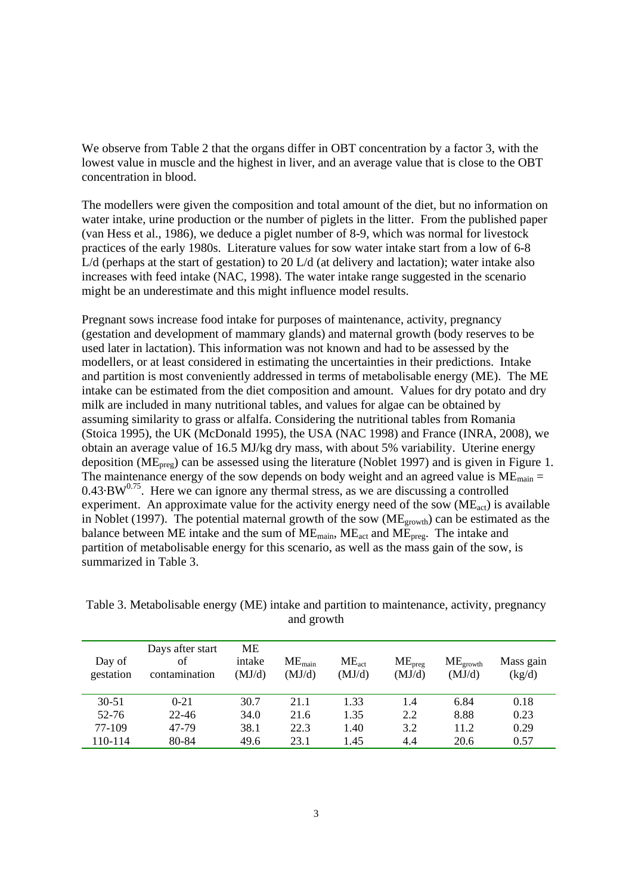We observe from Table 2 that the organs differ in OBT concentration by a factor 3, with the lowest value in muscle and the highest in liver, and an average value that is close to the OBT concentration in blood.

The modellers were given the composition and total amount of the diet, but no information on water intake, urine production or the number of piglets in the litter. From the published paper (van Hess et al., 1986), we deduce a piglet number of 8-9, which was normal for livestock practices of the early 1980s. Literature values for sow water intake start from a low of 6-8 L/d (perhaps at the start of gestation) to 20 L/d (at delivery and lactation); water intake also increases with feed intake (NAC, 1998). The water intake range suggested in the scenario might be an underestimate and this might influence model results.

Pregnant sows increase food intake for purposes of maintenance, activity, pregnancy (gestation and development of mammary glands) and maternal growth (body reserves to be used later in lactation). This information was not known and had to be assessed by the modellers, or at least considered in estimating the uncertainties in their predictions. Intake and partition is most conveniently addressed in terms of metabolisable energy (ME). The ME intake can be estimated from the diet composition and amount. Values for dry potato and dry milk are included in many nutritional tables, and values for algae can be obtained by assuming similarity to grass or alfalfa. Considering the nutritional tables from Romania (Stoica 1995), the UK (McDonald 1995), the USA (NAC 1998) and France (INRA, 2008), we obtain an average value of 16.5 MJ/kg dry mass, with about 5% variability. Uterine energy deposition ($ME_{preg}$) can be assessed using the literature (Noblet 1997) and is given in Figure 1. The maintenance energy of the sow depends on body weight and an agreed value is $ME_{main} = 0.43 \cdot BW^{0.75}$. Here we can ignore any thermal stress, as we are discussing a controlled experiment. An approximate value for the activity energy need of the sow ($ME_{act}$) is available in Noblet (1997). The potential maternal growth of the sow ($ME_{growth}$) can be estimated as the balance between ME intake and the sum of $ME_{main}$, $ME_{act}$ and $ME_{preg}$. The intake and partition of metabolisable energy for this scenario, as well as the mass gain of the sow, is summarized in Table 3.

Table 3. Metabolisable energy (ME) intake and partition to maintenance, activity, pregnancy and growth

| Day of gestation | Days after start of contamination | ME intake (MJ/d) | $ME_{main}$ (MJ/d) | $ME_{act}$ (MJ/d) | $ME_{preg}$ (MJ/d) | $ME_{growth}$ (MJ/d) | Mass gain (kg/d) |
|---|---|---|---|---|---|---|---|
| 30-51 | 0-21 | 30.7 | 21.1 | 1.33 | 1.4 | 6.84 | 0.18 |
| 52-76 | 22-46 | 34.0 | 21.6 | 1.35 | 2.2 | 8.88 | 0.23 |
| 77-109 | 47-79 | 38.1 | 22.3 | 1.40 | 3.2 | 11.2 | 0.29 |
| 110-114 | 80-84 | 49.6 | 23.1 | 1.45 | 4.4 | 20.6 | 0.57 |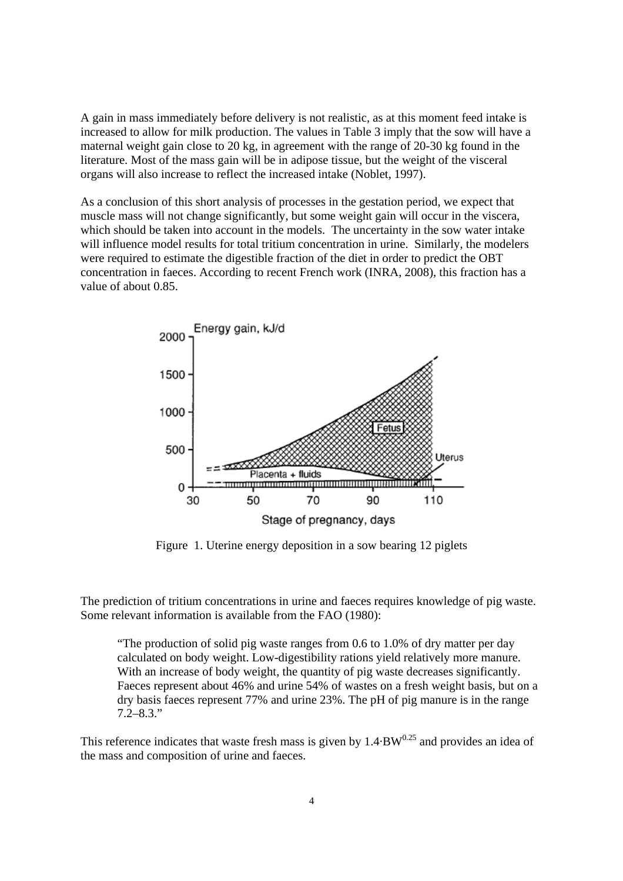A gain in mass immediately before delivery is not realistic, as at this moment feed intake is increased to allow for milk production. The values in Table 3 imply that the sow will have a maternal weight gain close to 20 kg, in agreement with the range of 20-30 kg found in the literature. Most of the mass gain will be in adipose tissue, but the weight of the visceral organs will also increase to reflect the increased intake (Noblet, 1997).

As a conclusion of this short analysis of processes in the gestation period, we expect that muscle mass will not change significantly, but some weight gain will occur in the viscera, which should be taken into account in the models. The uncertainty in the sow water intake will influence model results for total tritium concentration in urine. Similarly, the modelers were required to estimate the digestible fraction of the diet in order to predict the OBT concentration in faeces. According to recent French work (INRA, 2008), this fraction has a value of about 0.85.

Figure 1. Uterine energy deposition in a sow bearing 12 piglets

The prediction of tritium concentrations in urine and faeces requires knowledge of pig waste. Some relevant information is available from the FAO (1980):

> "The production of solid pig waste ranges from 0.6 to 1.0% of dry matter per day calculated on body weight. Low-digestibility rations yield relatively more manure. With an increase of body weight, the quantity of pig waste decreases significantly. Faeces represent about 46% and urine 54% of wastes on a fresh weight basis, but on a dry basis faeces represent 77% and urine 23%. The pH of pig manure is in the range 7.2–8.3."

This reference indicates that waste fresh mass is given by $1.4 \cdot BW^{0.25}$ and provides an idea of the mass and composition of urine and faeces.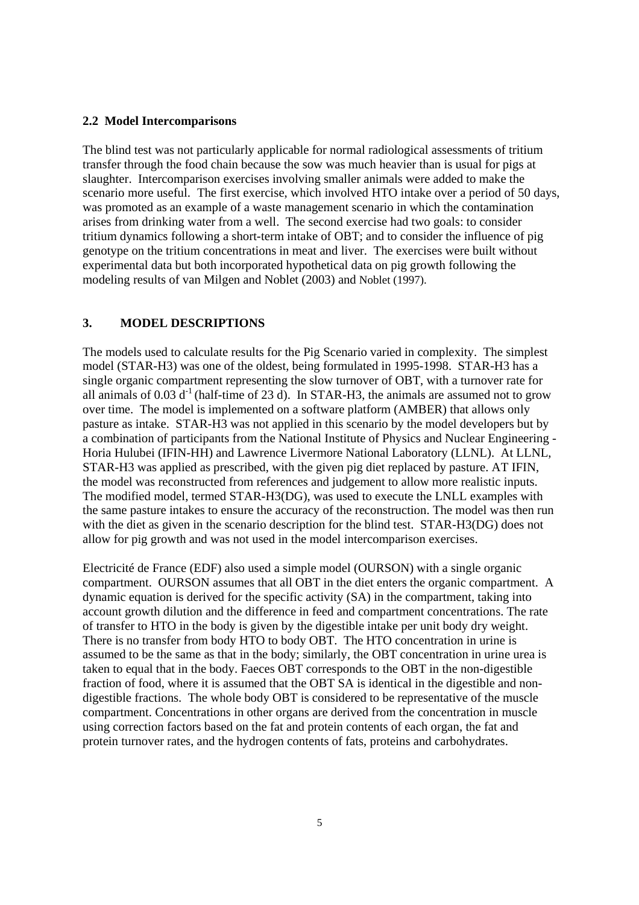### 2.2 Model Intercomparisons

The blind test was not particularly applicable for normal radiological assessments of tritium transfer through the food chain because the sow was much heavier than is usual for pigs at slaughter. Intercomparison exercises involving smaller animals were added to make the scenario more useful. The first exercise, which involved HTO intake over a period of 50 days, was promoted as an example of a waste management scenario in which the contamination arises from drinking water from a well. The second exercise had two goals: to consider tritium dynamics following a short-term intake of OBT; and to consider the influence of pig genotype on the tritium concentrations in meat and liver. The exercises were built without experimental data but both incorporated hypothetical data on pig growth following the modeling results of van Milgen and Noblet (2003) and Noblet (1997).

## 3. MODEL DESCRIPTIONS

The models used to calculate results for the Pig Scenario varied in complexity. The simplest model (STAR-H3) was one of the oldest, being formulated in 1995-1998. STAR-H3 has a single organic compartment representing the slow turnover of OBT, with a turnover rate for all animals of $0.03\ d^{-1}$ (half-time of 23 d). In STAR-H3, the animals are assumed not to grow over time. The model is implemented on a software platform (AMBER) that allows only pasture as intake. STAR-H3 was not applied in this scenario by the model developers but by a combination of participants from the National Institute of Physics and Nuclear Engineering - Horia Hulubei (IFIN-HH) and Lawrence Livermore National Laboratory (LLNL). At LLNL, STAR-H3 was applied as prescribed, with the given pig diet replaced by pasture. AT IFIN, the model was reconstructed from references and judgement to allow more realistic inputs. The modified model, termed STAR-H3(DG), was used to execute the LNLL examples with the same pasture intakes to ensure the accuracy of the reconstruction. The model was then run with the diet as given in the scenario description for the blind test. STAR-H3(DG) does not allow for pig growth and was not used in the model intercomparison exercises.

Electricité de France (EDF) also used a simple model (OURSON) with a single organic compartment. OURSON assumes that all OBT in the diet enters the organic compartment. A dynamic equation is derived for the specific activity (SA) in the compartment, taking into account growth dilution and the difference in feed and compartment concentrations. The rate of transfer to HTO in the body is given by the digestible intake per unit body dry weight. There is no transfer from body HTO to body OBT. The HTO concentration in urine is assumed to be the same as that in the body; similarly, the OBT concentration in urine urea is taken to equal that in the body. Faeces OBT corresponds to the OBT in the non-digestible fraction of food, where it is assumed that the OBT SA is identical in the digestible and non-digestible fractions. The whole body OBT is considered to be representative of the muscle compartment. Concentrations in other organs are derived from the concentration in muscle using correction factors based on the fat and protein contents of each organ, the fat and protein turnover rates, and the hydrogen contents of fats, proteins and carbohydrates.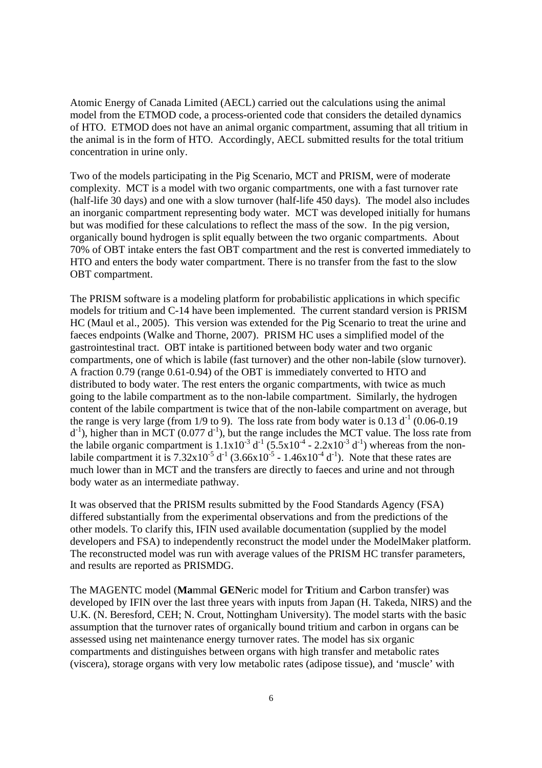Atomic Energy of Canada Limited (AECL) carried out the calculations using the animal model from the ETMOD code, a process-oriented code that considers the detailed dynamics of HTO. ETMOD does not have an animal organic compartment, assuming that all tritium in the animal is in the form of HTO. Accordingly, AECL submitted results for the total tritium concentration in urine only.

Two of the models participating in the Pig Scenario, MCT and PRISM, were of moderate complexity. MCT is a model with two organic compartments, one with a fast turnover rate (half-life 30 days) and one with a slow turnover (half-life 450 days). The model also includes an inorganic compartment representing body water. MCT was developed initially for humans but was modified for these calculations to reflect the mass of the sow. In the pig version, organically bound hydrogen is split equally between the two organic compartments. About 70% of OBT intake enters the fast OBT compartment and the rest is converted immediately to HTO and enters the body water compartment. There is no transfer from the fast to the slow OBT compartment.

The PRISM software is a modeling platform for probabilistic applications in which specific models for tritium and C-14 have been implemented. The current standard version is PRISM HC (Maul et al., 2005). This version was extended for the Pig Scenario to treat the urine and faeces endpoints (Walke and Thorne, 2007). PRISM HC uses a simplified model of the gastrointestinal tract. OBT intake is partitioned between body water and two organic compartments, one of which is labile (fast turnover) and the other non-labile (slow turnover). A fraction 0.79 (range 0.61-0.94) of the OBT is immediately converted to HTO and distributed to body water. The rest enters the organic compartments, with twice as much going to the labile compartment as to the non-labile compartment. Similarly, the hydrogen content of the labile compartment is twice that of the non-labile compartment on average, but the range is very large (from 1/9 to 9). The loss rate from body water is $0.13\ d^{-1}$ ($0.06$-$0.19\ d^{-1}$), higher than in MCT ($0.077\ d^{-1}$), but the range includes the MCT value. The loss rate from the labile organic compartment is $1.1 \times 10^{-3}\ d^{-1}$ ($5.5 \times 10^{-4}$ - $2.2 \times 10^{-3}\ d^{-1}$) whereas from the non-labile compartment it is $7.32 \times 10^{-5}\ d^{-1}$ ($3.66 \times 10^{-5}$ - $1.46 \times 10^{-4}\ d^{-1}$). Note that these rates are much lower than in MCT and the transfers are directly to faeces and urine and not through body water as an intermediate pathway.

It was observed that the PRISM results submitted by the Food Standards Agency (FSA) differed substantially from the experimental observations and from the predictions of the other models. To clarify this, IFIN used available documentation (supplied by the model developers and FSA) to independently reconstruct the model under the ModelMaker platform. The reconstructed model was run with average values of the PRISM HC transfer parameters, and results are reported as PRISMDG.

The MAGENTC model (**Ma**mmal **GEN**eric model for **T**ritium and **C**arbon transfer) was developed by IFIN over the last three years with inputs from Japan (H. Takeda, NIRS) and the U.K. (N. Beresford, CEH; N. Crout, Nottingham University). The model starts with the basic assumption that the turnover rates of organically bound tritium and carbon in organs can be assessed using net maintenance energy turnover rates. The model has six organic compartments and distinguishes between organs with high transfer and metabolic rates (viscera), storage organs with very low metabolic rates (adipose tissue), and 'muscle' with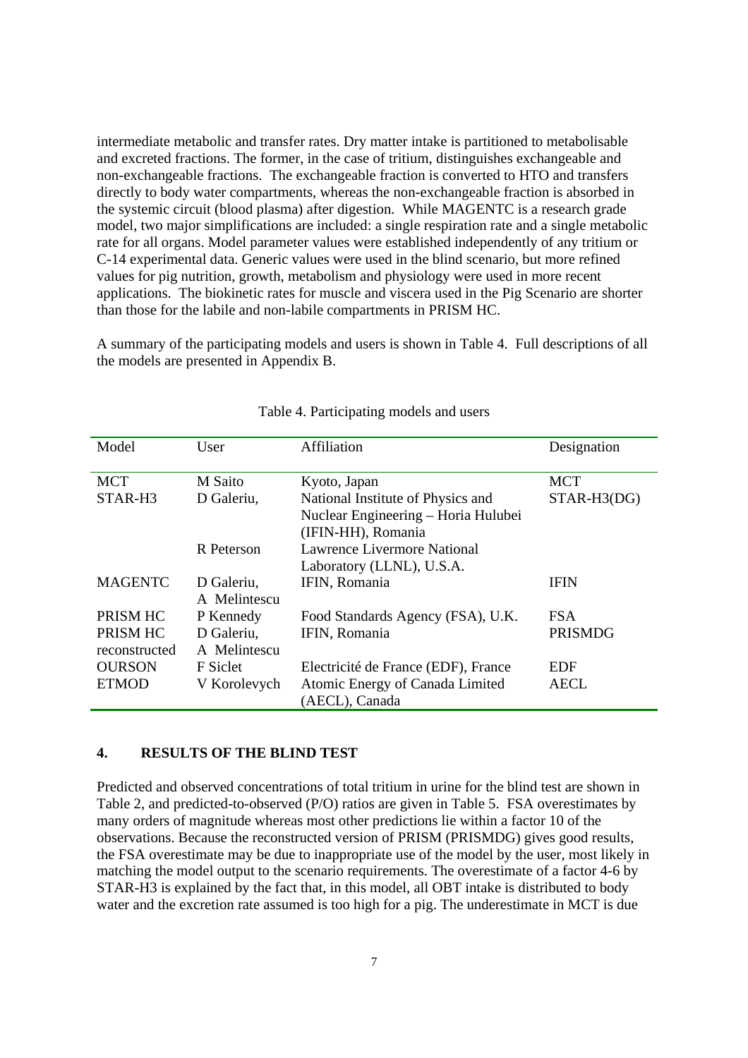intermediate metabolic and transfer rates. Dry matter intake is partitioned to metabolisable and excreted fractions. The former, in the case of tritium, distinguishes exchangeable and non-exchangeable fractions. The exchangeable fraction is converted to HTO and transfers directly to body water compartments, whereas the non-exchangeable fraction is absorbed in the systemic circuit (blood plasma) after digestion. While MAGENTC is a research grade model, two major simplifications are included: a single respiration rate and a single metabolic rate for all organs. Model parameter values were established independently of any tritium or C-14 experimental data. Generic values were used in the blind scenario, but more refined values for pig nutrition, growth, metabolism and physiology were used in more recent applications. The biokinetic rates for muscle and viscera used in the Pig Scenario are shorter than those for the labile and non-labile compartments in PRISM HC.

A summary of the participating models and users is shown in Table 4. Full descriptions of all the models are presented in Appendix B.

Table 4. Participating models and users

| Model | User | Affiliation | Designation |
|---|---|---|---|
| MCT | M Saito | Kyoto, Japan | MCT |
| STAR-H3 | D Galeriu, | National Institute of Physics and Nuclear Engineering – Horia Hulubei (IFIN-HH), Romania | STAR-H3(DG) |
| | R Peterson | Lawrence Livermore National Laboratory (LLNL), U.S.A. | |
| MAGENTC | D Galeriu, A Melintescu | IFIN, Romania | IFIN |
| PRISM HC | P Kennedy | Food Standards Agency (FSA), U.K. | FSA |
| PRISM HC reconstructed | D Galeriu, A Melintescu | IFIN, Romania | PRISMDG |
| OURSON | F Siclet | Electricité de France (EDF), France | EDF |
| ETMOD | V Korolevych | Atomic Energy of Canada Limited (AECL), Canada | AECL |

## 4. RESULTS OF THE BLIND TEST

Predicted and observed concentrations of total tritium in urine for the blind test are shown in Table 2, and predicted-to-observed (P/O) ratios are given in Table 5. FSA overestimates by many orders of magnitude whereas most other predictions lie within a factor 10 of the observations. Because the reconstructed version of PRISM (PRISMDG) gives good results, the FSA overestimate may be due to inappropriate use of the model by the user, most likely in matching the model output to the scenario requirements. The overestimate of a factor 4-6 by STAR-H3 is explained by the fact that, in this model, all OBT intake is distributed to body water and the excretion rate assumed is too high for a pig. The underestimate in MCT is due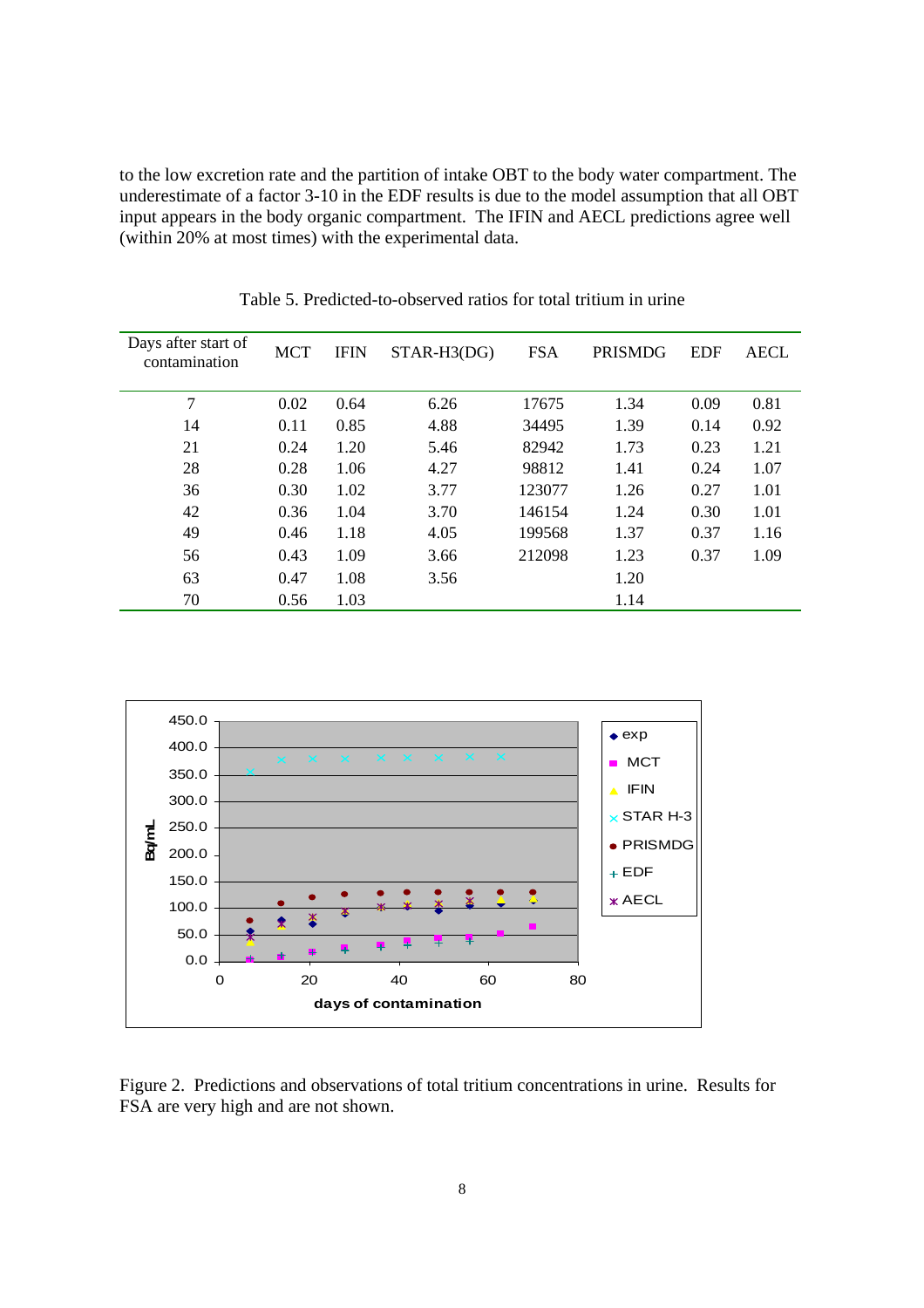to the low excretion rate and the partition of intake OBT to the body water compartment. The underestimate of a factor 3-10 in the EDF results is due to the model assumption that all OBT input appears in the body organic compartment. The IFIN and AECL predictions agree well (within 20% at most times) with the experimental data.

Table 5. Predicted-to-observed ratios for total tritium in urine

| Days after start of contamination | MCT | IFIN | STAR-H3(DG) | FSA | PRISMDG | EDF | AECL |
|---|---|---|---|---|---|---|---|
| 7 | 0.02 | 0.64 | 6.26 | 17675 | 1.34 | 0.09 | 0.81 |
| 14 | 0.11 | 0.85 | 4.88 | 34495 | 1.39 | 0.14 | 0.92 |
| 21 | 0.24 | 1.20 | 5.46 | 82942 | 1.73 | 0.23 | 1.21 |
| 28 | 0.28 | 1.06 | 4.27 | 98812 | 1.41 | 0.24 | 1.07 |
| 36 | 0.30 | 1.02 | 3.77 | 123077 | 1.26 | 0.27 | 1.01 |
| 42 | 0.36 | 1.04 | 3.70 | 146154 | 1.24 | 0.30 | 1.01 |
| 49 | 0.46 | 1.18 | 4.05 | 199568 | 1.37 | 0.37 | 1.16 |
| 56 | 0.43 | 1.09 | 3.66 | 212098 | 1.23 | 0.37 | 1.09 |
| 63 | 0.47 | 1.08 | 3.56 | | 1.20 | | |
| 70 | 0.56 | 1.03 | | | 1.14 | | |

Figure 2. Predictions and observations of total tritium concentrations in urine. Results for FSA are very high and are not shown.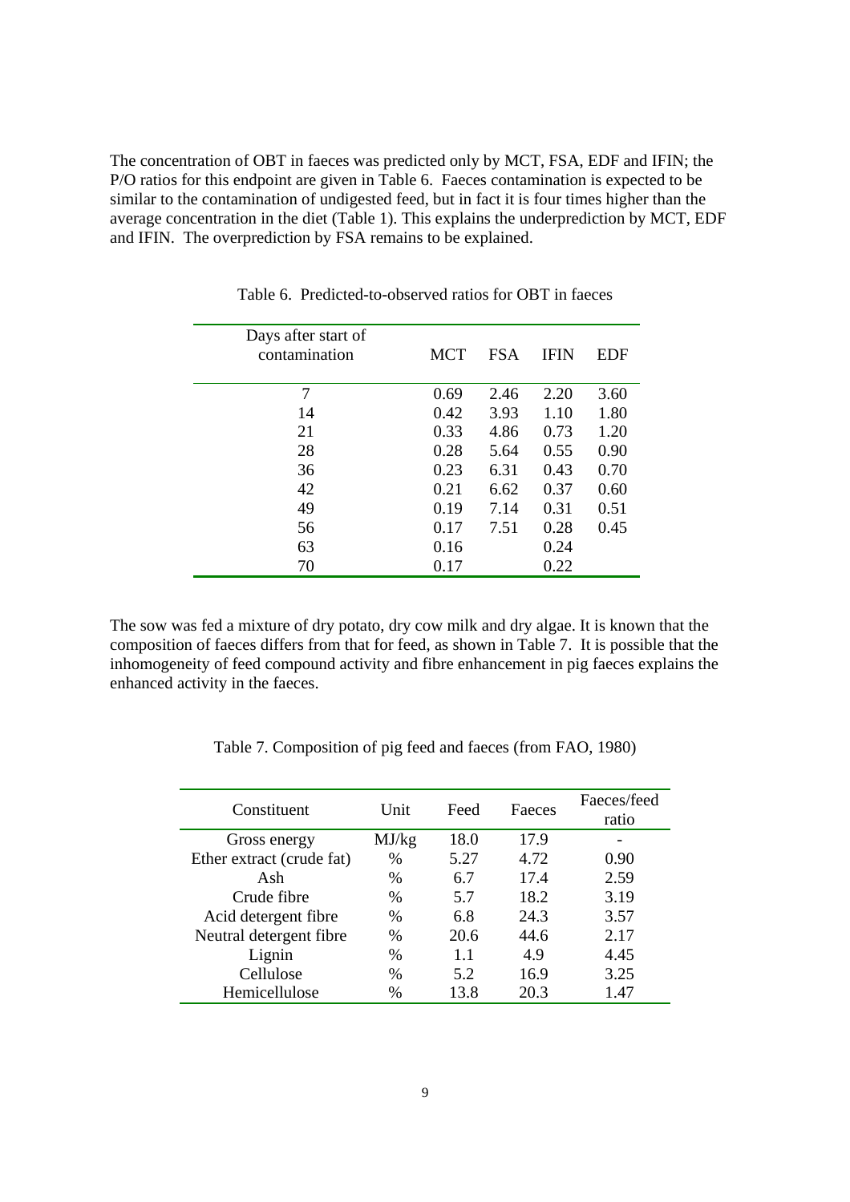The concentration of OBT in faeces was predicted only by MCT, FSA, EDF and IFIN; the P/O ratios for this endpoint are given in Table 6. Faeces contamination is expected to be similar to the contamination of undigested feed, but in fact it is four times higher than the average concentration in the diet (Table 1). This explains the underprediction by MCT, EDF and IFIN. The overprediction by FSA remains to be explained.

Table 6. Predicted-to-observed ratios for OBT in faeces

| Days after start of contamination | MCT | FSA | IFIN | EDF |
|---|---|---|---|---|
| 7 | 0.69 | 2.46 | 2.20 | 3.60 |
| 14 | 0.42 | 3.93 | 1.10 | 1.80 |
| 21 | 0.33 | 4.86 | 0.73 | 1.20 |
| 28 | 0.28 | 5.64 | 0.55 | 0.90 |
| 36 | 0.23 | 6.31 | 0.43 | 0.70 |
| 42 | 0.21 | 6.62 | 0.37 | 0.60 |
| 49 | 0.19 | 7.14 | 0.31 | 0.51 |
| 56 | 0.17 | 7.51 | 0.28 | 0.45 |
| 63 | 0.16 | | 0.24 | |
| 70 | 0.17 | | 0.22 | |

The sow was fed a mixture of dry potato, dry cow milk and dry algae. It is known that the composition of faeces differs from that for feed, as shown in Table 7. It is possible that the inhomogeneity of feed compound activity and fibre enhancement in pig faeces explains the enhanced activity in the faeces.

Table 7. Composition of pig feed and faeces (from FAO, 1980)

| Constituent | Unit | Feed | Faeces | Faeces/feed ratio |
|---|---|---|---|---|
| Gross energy | MJ/kg | 18.0 | 17.9 | - |
| Ether extract (crude fat) | % | 5.27 | 4.72 | 0.90 |
| Ash | % | 6.7 | 17.4 | 2.59 |
| Crude fibre | % | 5.7 | 18.2 | 3.19 |
| Acid detergent fibre | % | 6.8 | 24.3 | 3.57 |
| Neutral detergent fibre | % | 20.6 | 44.6 | 2.17 |
| Lignin | % | 1.1 | 4.9 | 4.45 |
| Cellulose | % | 5.2 | 16.9 | 3.25 |
| Hemicellulose | % | 13.8 | 20.3 | 1.47 |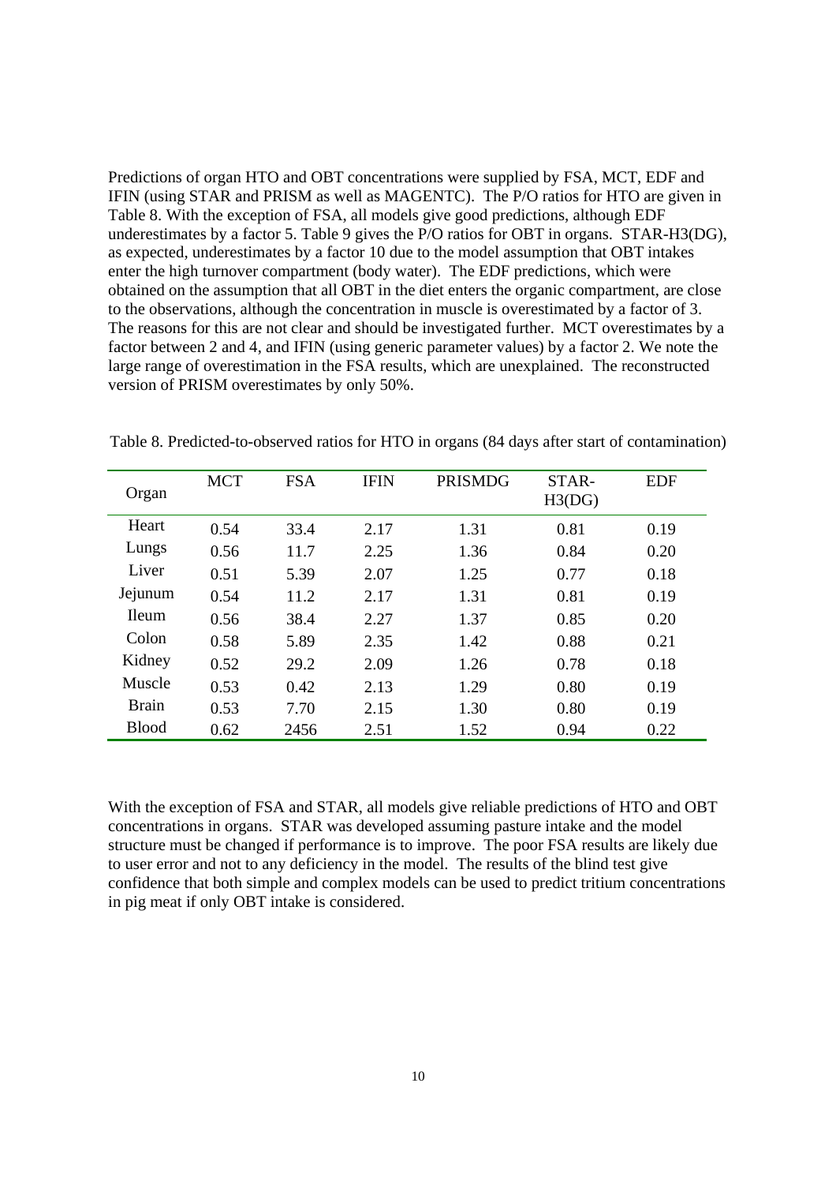Predictions of organ HTO and OBT concentrations were supplied by FSA, MCT, EDF and IFIN (using STAR and PRISM as well as MAGENTC). The P/O ratios for HTO are given in Table 8. With the exception of FSA, all models give good predictions, although EDF underestimates by a factor 5. Table 9 gives the P/O ratios for OBT in organs. STAR-H3(DG), as expected, underestimates by a factor 10 due to the model assumption that OBT intakes enter the high turnover compartment (body water). The EDF predictions, which were obtained on the assumption that all OBT in the diet enters the organic compartment, are close to the observations, although the concentration in muscle is overestimated by a factor of 3. The reasons for this are not clear and should be investigated further. MCT overestimates by a factor between 2 and 4, and IFIN (using generic parameter values) by a factor 2. We note the large range of overestimation in the FSA results, which are unexplained. The reconstructed version of PRISM overestimates by only 50%.

Table 8. Predicted-to-observed ratios for HTO in organs (84 days after start of contamination)

| Organ | MCT | FSA | IFIN | PRISMDG | STAR-H3(DG) | EDF |
|---|---|---|---|---|---|---|
| Heart | 0.54 | 33.4 | 2.17 | 1.31 | 0.81 | 0.19 |
| Lungs | 0.56 | 11.7 | 2.25 | 1.36 | 0.84 | 0.20 |
| Liver | 0.51 | 5.39 | 2.07 | 1.25 | 0.77 | 0.18 |
| Jejunum | 0.54 | 11.2 | 2.17 | 1.31 | 0.81 | 0.19 |
| Ileum | 0.56 | 38.4 | 2.27 | 1.37 | 0.85 | 0.20 |
| Colon | 0.58 | 5.89 | 2.35 | 1.42 | 0.88 | 0.21 |
| Kidney | 0.52 | 29.2 | 2.09 | 1.26 | 0.78 | 0.18 |
| Muscle | 0.53 | 0.42 | 2.13 | 1.29 | 0.80 | 0.19 |
| Brain | 0.53 | 7.70 | 2.15 | 1.30 | 0.80 | 0.19 |
| Blood | 0.62 | 2456 | 2.51 | 1.52 | 0.94 | 0.22 |

With the exception of FSA and STAR, all models give reliable predictions of HTO and OBT concentrations in organs. STAR was developed assuming pasture intake and the model structure must be changed if performance is to improve. The poor FSA results are likely due to user error and not to any deficiency in the model. The results of the blind test give confidence that both simple and complex models can be used to predict tritium concentrations in pig meat if only OBT intake is considered.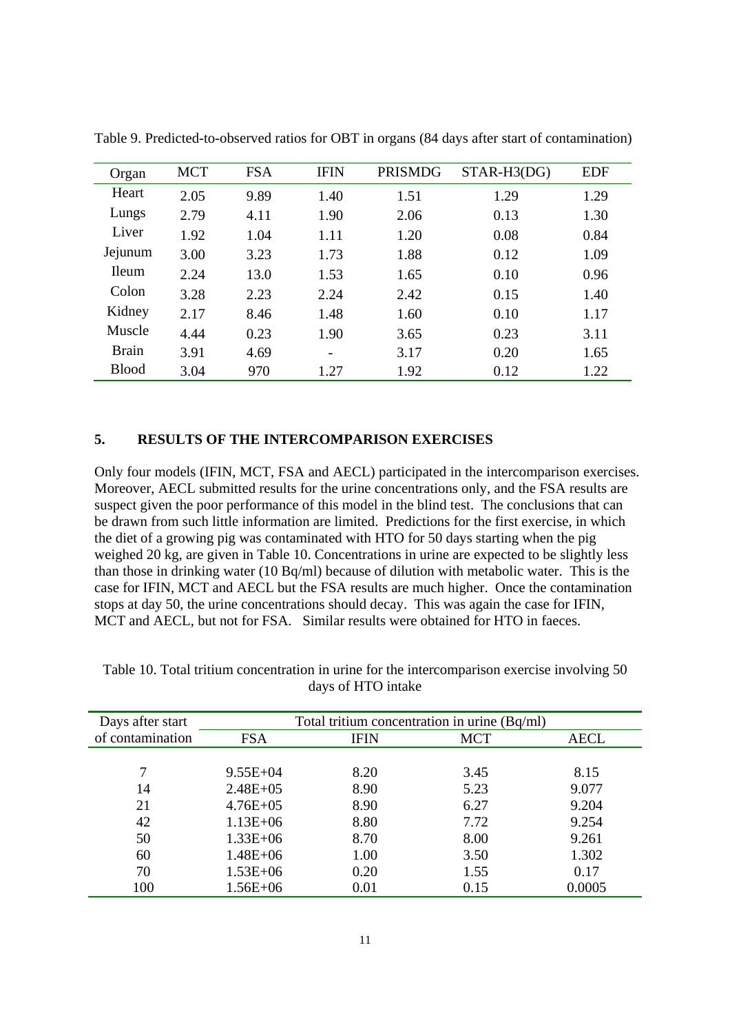Table 9. Predicted-to-observed ratios for OBT in organs (84 days after start of contamination)

| Organ | MCT | FSA | IFIN | PRISMDG | STAR-H3(DG) | EDF |
|---|---|---|---|---|---|---|
| Heart | 2.05 | 9.89 | 1.40 | 1.51 | 1.29 | 1.29 |
| Lungs | 2.79 | 4.11 | 1.90 | 2.06 | 0.13 | 1.30 |
| Liver | 1.92 | 1.04 | 1.11 | 1.20 | 0.08 | 0.84 |
| Jejunum | 3.00 | 3.23 | 1.73 | 1.88 | 0.12 | 1.09 |
| Ileum | 2.24 | 13.0 | 1.53 | 1.65 | 0.10 | 0.96 |
| Colon | 3.28 | 2.23 | 2.24 | 2.42 | 0.15 | 1.40 |
| Kidney | 2.17 | 8.46 | 1.48 | 1.60 | 0.10 | 1.17 |
| Muscle | 4.44 | 0.23 | 1.90 | 3.65 | 0.23 | 3.11 |
| Brain | 3.91 | 4.69 | - | 3.17 | 0.20 | 1.65 |
| Blood | 3.04 | 970 | 1.27 | 1.92 | 0.12 | 1.22 |

## 5. RESULTS OF THE INTERCOMPARISON EXERCISES

Only four models (IFIN, MCT, FSA and AECL) participated in the intercomparison exercises. Moreover, AECL submitted results for the urine concentrations only, and the FSA results are suspect given the poor performance of this model in the blind test. The conclusions that can be drawn from such little information are limited. Predictions for the first exercise, in which the diet of a growing pig was contaminated with HTO for 50 days starting when the pig weighed 20 kg, are given in Table 10. Concentrations in urine are expected to be slightly less than those in drinking water (10 Bq/ml) because of dilution with metabolic water. This is the case for IFIN, MCT and AECL but the FSA results are much higher. Once the contamination stops at day 50, the urine concentrations should decay. This was again the case for IFIN, MCT and AECL, but not for FSA. Similar results were obtained for HTO in faeces.

Table 10. Total tritium concentration in urine for the intercomparison exercise involving 50 days of HTO intake

| Days after start of contamination | Total tritium concentration in urine (Bq/ml) | | | |
|---|---|---|---|---|
| | FSA | IFIN | MCT | AECL |
| 7 | 9.55E+04 | 8.20 | 3.45 | 8.15 |
| 14 | 2.48E+05 | 8.90 | 5.23 | 9.077 |
| 21 | 4.76E+05 | 8.90 | 6.27 | 9.204 |
| 42 | 1.13E+06 | 8.80 | 7.72 | 9.254 |
| 50 | 1.33E+06 | 8.70 | 8.00 | 9.261 |
| 60 | 1.48E+06 | 1.00 | 3.50 | 1.302 |
| 70 | 1.53E+06 | 0.20 | 1.55 | 0.17 |
| 100 | 1.56E+06 | 0.01 | 0.15 | 0.0005 |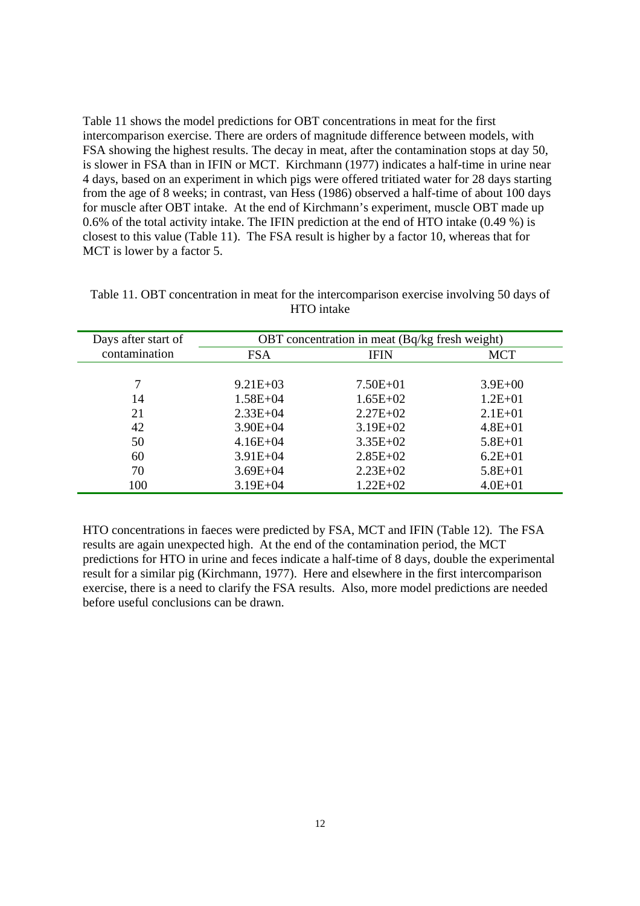Table 11 shows the model predictions for OBT concentrations in meat for the first intercomparison exercise. There are orders of magnitude difference between models, with FSA showing the highest results. The decay in meat, after the contamination stops at day 50, is slower in FSA than in IFIN or MCT. Kirchmann (1977) indicates a half-time in urine near 4 days, based on an experiment in which pigs were offered tritiated water for 28 days starting from the age of 8 weeks; in contrast, van Hess (1986) observed a half-time of about 100 days for muscle after OBT intake. At the end of Kirchmann's experiment, muscle OBT made up 0.6% of the total activity intake. The IFIN prediction at the end of HTO intake (0.49 %) is closest to this value (Table 11). The FSA result is higher by a factor 10, whereas that for MCT is lower by a factor 5.

Table 11. OBT concentration in meat for the intercomparison exercise involving 50 days of HTO intake

| Days after start of contamination | OBT concentration in meat (Bq/kg fresh weight) | | |
|---|---|---|---|
| | FSA | IFIN | MCT |
| 7 | 9.21E+03 | 7.50E+01 | 3.9E+00 |
| 14 | 1.58E+04 | 1.65E+02 | 1.2E+01 |
| 21 | 2.33E+04 | 2.27E+02 | 2.1E+01 |
| 42 | 3.90E+04 | 3.19E+02 | 4.8E+01 |
| 50 | 4.16E+04 | 3.35E+02 | 5.8E+01 |
| 60 | 3.91E+04 | 2.85E+02 | 6.2E+01 |
| 70 | 3.69E+04 | 2.23E+02 | 5.8E+01 |
| 100 | 3.19E+04 | 1.22E+02 | 4.0E+01 |

HTO concentrations in faeces were predicted by FSA, MCT and IFIN (Table 12). The FSA results are again unexpected high. At the end of the contamination period, the MCT predictions for HTO in urine and feces indicate a half-time of 8 days, double the experimental result for a similar pig (Kirchmann, 1977). Here and elsewhere in the first intercomparison exercise, there is a need to clarify the FSA results. Also, more model predictions are needed before useful conclusions can be drawn.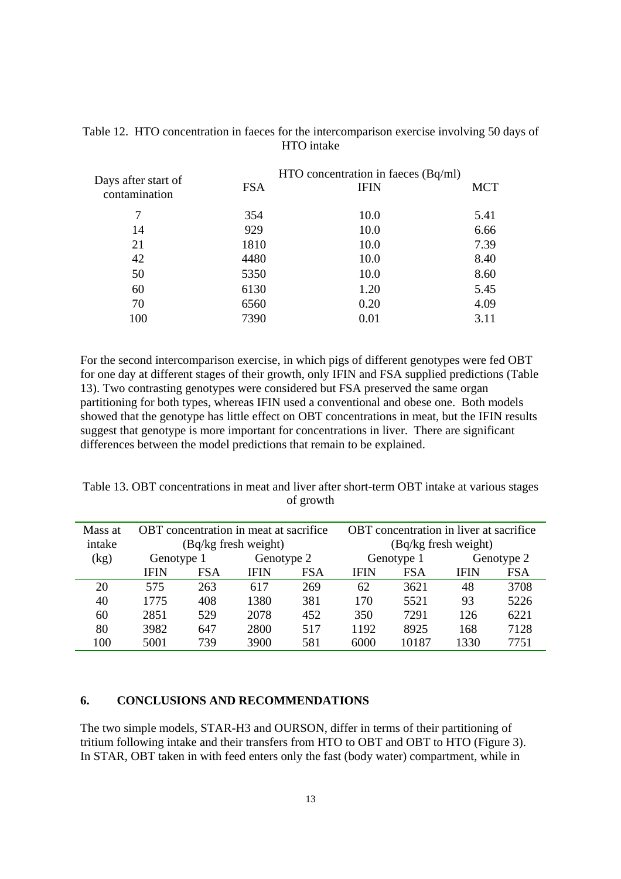Table 12. HTO concentration in faeces for the intercomparison exercise involving 50 days of HTO intake

| Days after start of contamination | HTO concentration in faeces (Bq/ml) | | |
|---|---|---|---|
| | FSA | IFIN | MCT |
| 7 | 354 | 10.0 | 5.41 |
| 14 | 929 | 10.0 | 6.66 |
| 21 | 1810 | 10.0 | 7.39 |
| 42 | 4480 | 10.0 | 8.40 |
| 50 | 5350 | 10.0 | 8.60 |
| 60 | 6130 | 1.20 | 5.45 |
| 70 | 6560 | 0.20 | 4.09 |
| 100 | 7390 | 0.01 | 3.11 |

For the second intercomparison exercise, in which pigs of different genotypes were fed OBT for one day at different stages of their growth, only IFIN and FSA supplied predictions (Table 13). Two contrasting genotypes were considered but FSA preserved the same organ partitioning for both types, whereas IFIN used a conventional and obese one. Both models showed that the genotype has little effect on OBT concentrations in meat, but the IFIN results suggest that genotype is more important for concentrations in liver. There are significant differences between the model predictions that remain to be explained.

Table 13. OBT concentrations in meat and liver after short-term OBT intake at various stages of growth

| Mass at intake (kg) | OBT concentration in meat at sacrifice (Bq/kg fresh weight) | | | | OBT concentration in liver at sacrifice (Bq/kg fresh weight) | | | |
|---|---|---|---|---|---|---|---|---|
| | Genotype 1 | | Genotype 2 | | Genotype 1 | | Genotype 2 | |
| | IFIN | FSA | IFIN | FSA | IFIN | FSA | IFIN | FSA |
| 20 | 575 | 263 | 617 | 269 | 62 | 3621 | 48 | 3708 |
| 40 | 1775 | 408 | 1380 | 381 | 170 | 5521 | 93 | 5226 |
| 60 | 2851 | 529 | 2078 | 452 | 350 | 7291 | 126 | 6221 |
| 80 | 3982 | 647 | 2800 | 517 | 1192 | 8925 | 168 | 7128 |
| 100 | 5001 | 739 | 3900 | 581 | 6000 | 10187 | 1330 | 7751 |

## 6. CONCLUSIONS AND RECOMMENDATIONS

The two simple models, STAR-H3 and OURSON, differ in terms of their partitioning of tritium following intake and their transfers from HTO to OBT and OBT to HTO (Figure 3). In STAR, OBT taken in with feed enters only the fast (body water) compartment, while in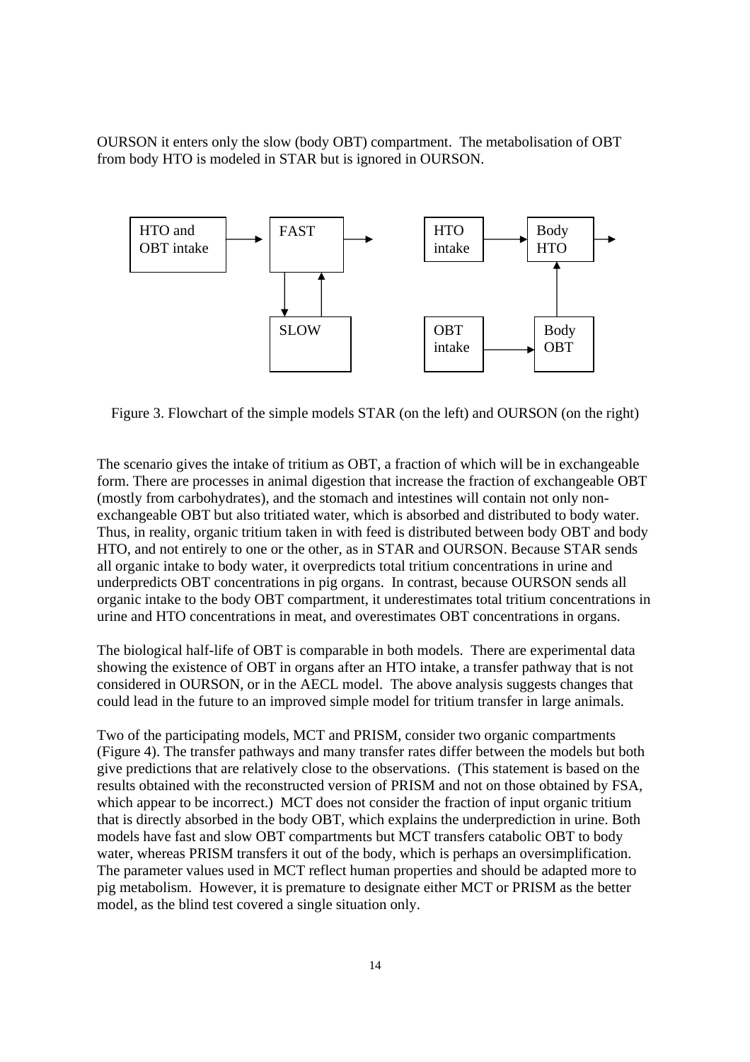OURSON it enters only the slow (body OBT) compartment. The metabolisation of OBT from body HTO is modeled in STAR but is ignored in OURSON.

Figure 3. Flowchart of the simple models STAR (on the left) and OURSON (on the right)

The scenario gives the intake of tritium as OBT, a fraction of which will be in exchangeable form. There are processes in animal digestion that increase the fraction of exchangeable OBT (mostly from carbohydrates), and the stomach and intestines will contain not only non-exchangeable OBT but also tritiated water, which is absorbed and distributed to body water. Thus, in reality, organic tritium taken in with feed is distributed between body OBT and body HTO, and not entirely to one or the other, as in STAR and OURSON. Because STAR sends all organic intake to body water, it overpredicts total tritium concentrations in urine and underpredicts OBT concentrations in pig organs. In contrast, because OURSON sends all organic intake to the body OBT compartment, it underestimates total tritium concentrations in urine and HTO concentrations in meat, and overestimates OBT concentrations in organs.

The biological half-life of OBT is comparable in both models. There are experimental data showing the existence of OBT in organs after an HTO intake, a transfer pathway that is not considered in OURSON, or in the AECL model. The above analysis suggests changes that could lead in the future to an improved simple model for tritium transfer in large animals.

Two of the participating models, MCT and PRISM, consider two organic compartments (Figure 4). The transfer pathways and many transfer rates differ between the models but both give predictions that are relatively close to the observations. (This statement is based on the results obtained with the reconstructed version of PRISM and not on those obtained by FSA, which appear to be incorrect.) MCT does not consider the fraction of input organic tritium that is directly absorbed in the body OBT, which explains the underprediction in urine. Both models have fast and slow OBT compartments but MCT transfers catabolic OBT to body water, whereas PRISM transfers it out of the body, which is perhaps an oversimplification. The parameter values used in MCT reflect human properties and should be adapted more to pig metabolism. However, it is premature to designate either MCT or PRISM as the better model, as the blind test covered a single situation only.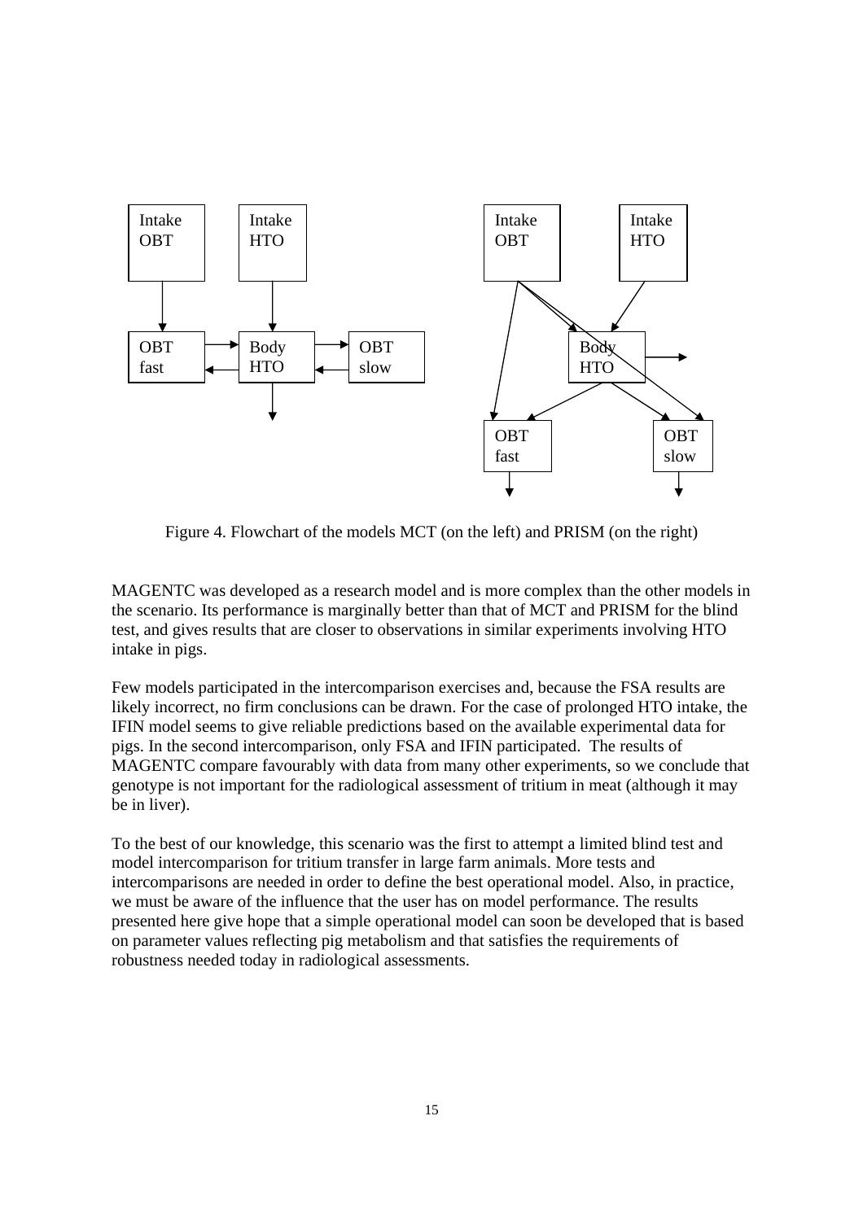Figure 4. Flowchart of the models MCT (on the left) and PRISM (on the right)

MAGENTC was developed as a research model and is more complex than the other models in the scenario. Its performance is marginally better than that of MCT and PRISM for the blind test, and gives results that are closer to observations in similar experiments involving HTO intake in pigs.

Few models participated in the intercomparison exercises and, because the FSA results are likely incorrect, no firm conclusions can be drawn. For the case of prolonged HTO intake, the IFIN model seems to give reliable predictions based on the available experimental data for pigs. In the second intercomparison, only FSA and IFIN participated. The results of MAGENTC compare favourably with data from many other experiments, so we conclude that genotype is not important for the radiological assessment of tritium in meat (although it may be in liver).

To the best of our knowledge, this scenario was the first to attempt a limited blind test and model intercomparison for tritium transfer in large farm animals. More tests and intercomparisons are needed in order to define the best operational model. Also, in practice, we must be aware of the influence that the user has on model performance. The results presented here give hope that a simple operational model can soon be developed that is based on parameter values reflecting pig metabolism and that satisfies the requirements of robustness needed today in radiological assessments.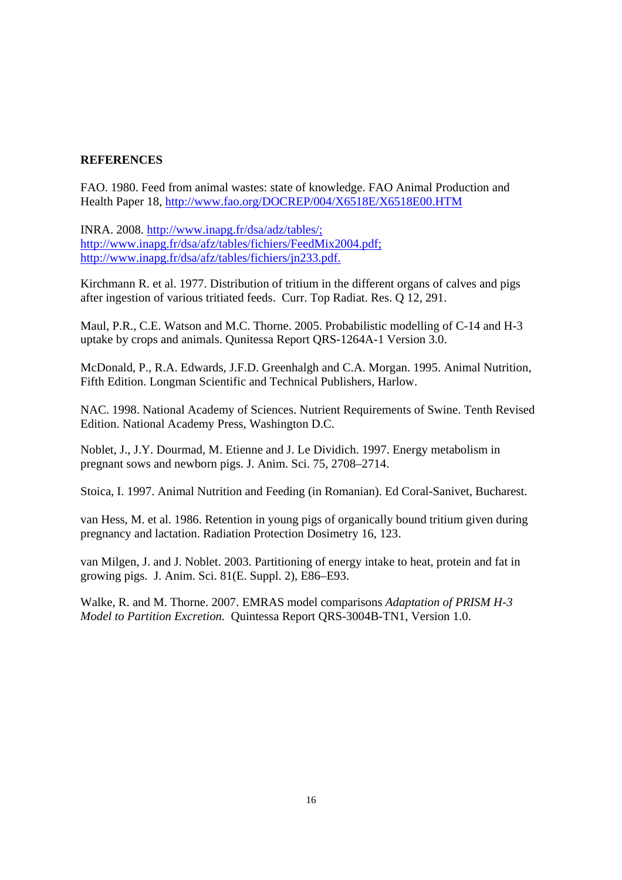## REFERENCES

FAO. 1980. Feed from animal wastes: state of knowledge. FAO Animal Production and Health Paper 18, http://www.fao.org/DOCREP/004/X6518E/X6518E00.HTM

INRA. 2008. http://www.inapg.fr/dsa/adz/tables/; http://www.inapg.fr/dsa/afz/tables/fichiers/FeedMix2004.pdf; http://www.inapg.fr/dsa/afz/tables/fichiers/jn233.pdf.

Kirchmann R. et al. 1977. Distribution of tritium in the different organs of calves and pigs after ingestion of various tritiated feeds. Curr. Top Radiat. Res. Q 12, 291.

Maul, P.R., C.E. Watson and M.C. Thorne. 2005. Probabilistic modelling of C-14 and H-3 uptake by crops and animals. Qunitessa Report QRS-1264A-1 Version 3.0.

McDonald, P., R.A. Edwards, J.F.D. Greenhalgh and C.A. Morgan. 1995. Animal Nutrition, Fifth Edition. Longman Scientific and Technical Publishers, Harlow.

NAC. 1998. National Academy of Sciences. Nutrient Requirements of Swine. Tenth Revised Edition. National Academy Press, Washington D.C.

Noblet, J., J.Y. Dourmad, M. Etienne and J. Le Dividich. 1997. Energy metabolism in pregnant sows and newborn pigs. J. Anim. Sci. 75, 2708–2714.

Stoica, I. 1997. Animal Nutrition and Feeding (in Romanian). Ed Coral-Sanivet, Bucharest.

van Hess, M. et al. 1986. Retention in young pigs of organically bound tritium given during pregnancy and lactation. Radiation Protection Dosimetry 16, 123.

van Milgen, J. and J. Noblet. 2003. Partitioning of energy intake to heat, protein and fat in growing pigs. J. Anim. Sci. 81(E. Suppl. 2), E86–E93.

Walke, R. and M. Thorne. 2007. EMRAS model comparisons *Adaptation of PRISM H-3 Model to Partition Excretion.* Quintessa Report QRS-3004B-TN1, Version 1.0.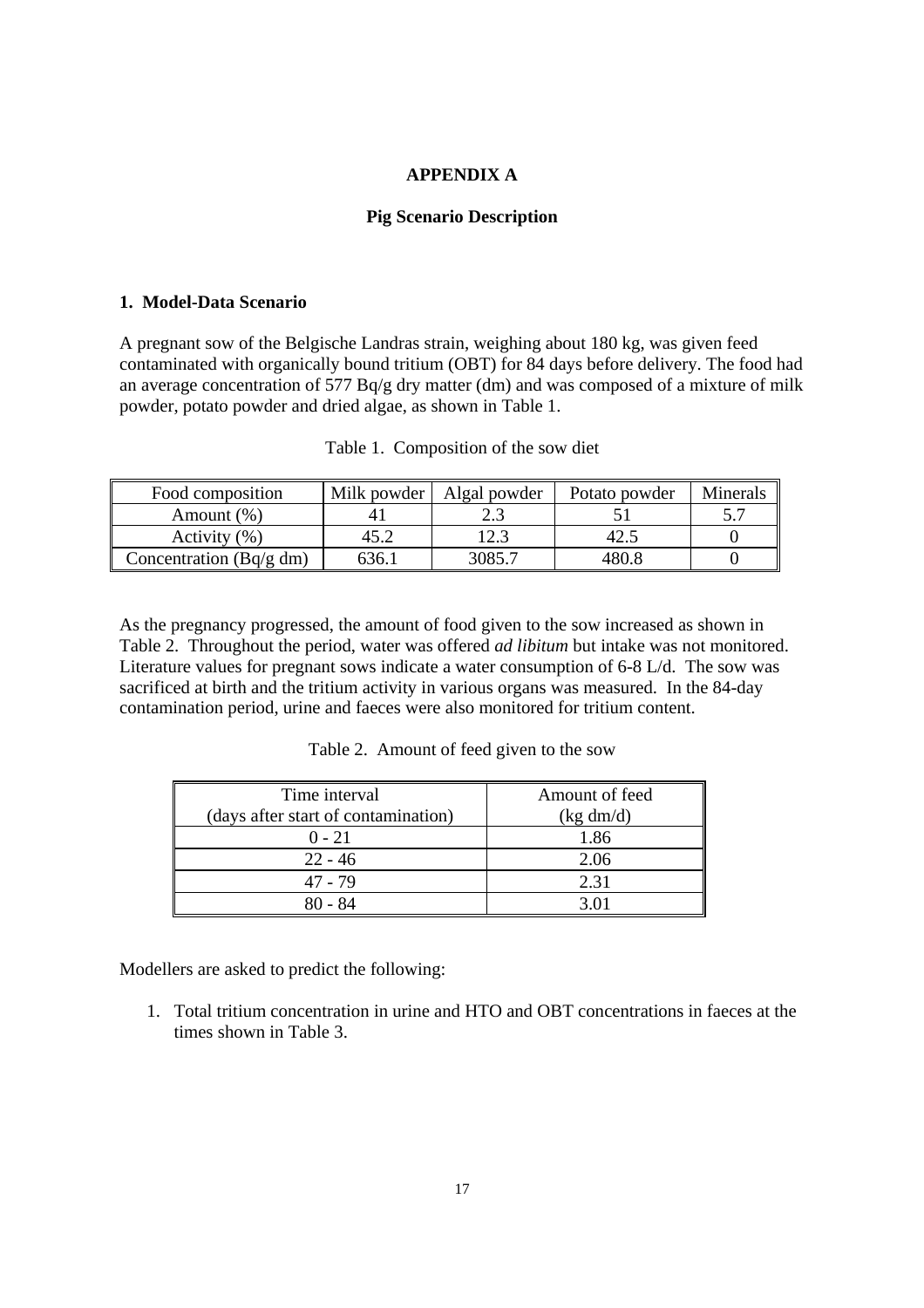# APPENDIX A

## Pig Scenario Description

### 1. Model-Data Scenario

A pregnant sow of the Belgische Landras strain, weighing about 180 kg, was given feed contaminated with organically bound tritium (OBT) for 84 days before delivery. The food had an average concentration of 577 Bq/g dry matter (dm) and was composed of a mixture of milk powder, potato powder and dried algae, as shown in Table 1.

Table 1. Composition of the sow diet

| Food composition | Milk powder | Algal powder | Potato powder | Minerals |
|---|---|---|---|---|
| Amount (%) | 41 | 2.3 | 51 | 5.7 |
| Activity (%) | 45.2 | 12.3 | 42.5 | 0 |
| Concentration (Bq/g dm) | 636.1 | 3085.7 | 480.8 | 0 |

As the pregnancy progressed, the amount of food given to the sow increased as shown in Table 2. Throughout the period, water was offered *ad libitum* but intake was not monitored. Literature values for pregnant sows indicate a water consumption of 6-8 L/d. The sow was sacrificed at birth and the tritium activity in various organs was measured. In the 84-day contamination period, urine and faeces were also monitored for tritium content.

Table 2. Amount of feed given to the sow

| Time interval (days after start of contamination) | Amount of feed (kg dm/d) |
|---|---|
| 0 - 21 | 1.86 |
| 22 - 46 | 2.06 |
| 47 - 79 | 2.31 |
| 80 - 84 | 3.01 |

Modellers are asked to predict the following:

1. Total tritium concentration in urine and HTO and OBT concentrations in faeces at the times shown in Table 3.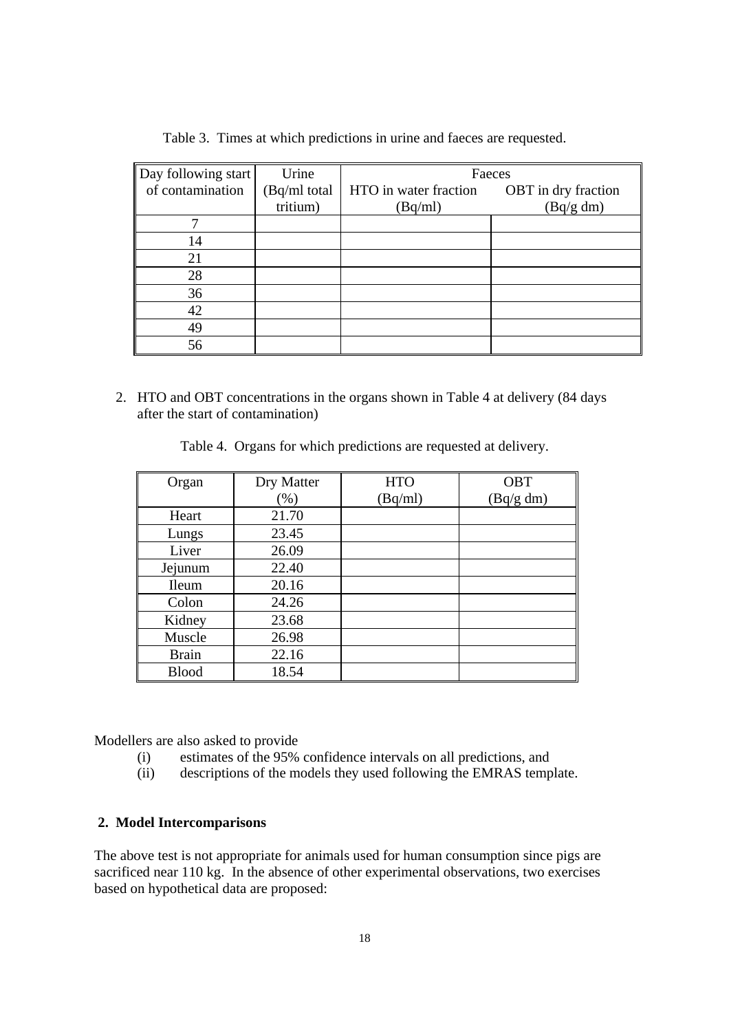Table 3. Times at which predictions in urine and faeces are requested.

| Day following start of contamination | Urine (Bq/ml total tritium) | Faeces | |
|---|---|---|---|
| | | HTO in water fraction (Bq/ml) | OBT in dry fraction (Bq/g dm) |
| 7 | | | |
| 14 | | | |
| 21 | | | |
| 28 | | | |
| 36 | | | |
| 42 | | | |
| 49 | | | |
| 56 | | | |

2. HTO and OBT concentrations in the organs shown in Table 4 at delivery (84 days after the start of contamination)

Table 4. Organs for which predictions are requested at delivery.

| Organ | Dry Matter (%) | HTO (Bq/ml) | OBT (Bq/g dm) |
|---|---|---|---|
| Heart | 21.70 | | |
| Lungs | 23.45 | | |
| Liver | 26.09 | | |
| Jejunum | 22.40 | | |
| Ileum | 20.16 | | |
| Colon | 24.26 | | |
| Kidney | 23.68 | | |
| Muscle | 26.98 | | |
| Brain | 22.16 | | |
| Blood | 18.54 | | |

Modellers are also asked to provide

(i) estimates of the 95% confidence intervals on all predictions, and
(ii) descriptions of the models they used following the EMRAS template.

## 2. Model Intercomparisons

The above test is not appropriate for animals used for human consumption since pigs are sacrificed near 110 kg. In the absence of other experimental observations, two exercises based on hypothetical data are proposed: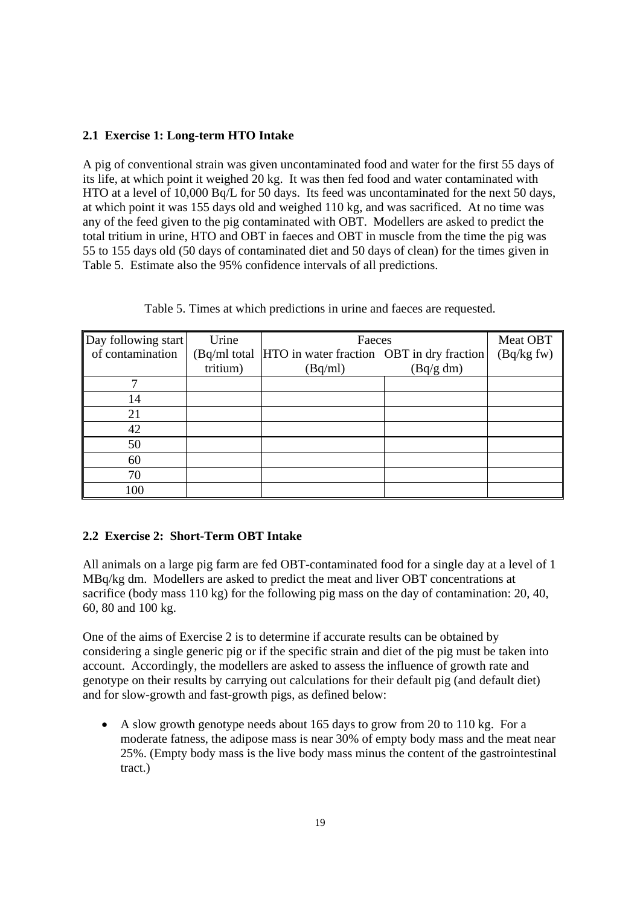### 2.1 Exercise 1: Long-term HTO Intake

A pig of conventional strain was given uncontaminated food and water for the first 55 days of its life, at which point it weighed 20 kg. It was then fed food and water contaminated with HTO at a level of 10,000 Bq/L for 50 days. Its feed was uncontaminated for the next 50 days, at which point it was 155 days old and weighed 110 kg, and was sacrificed. At no time was any of the feed given to the pig contaminated with OBT. Modellers are asked to predict the total tritium in urine, HTO and OBT in faeces and OBT in muscle from the time the pig was 55 to 155 days old (50 days of contaminated diet and 50 days of clean) for the times given in Table 5. Estimate also the 95% confidence intervals of all predictions.

Table 5. Times at which predictions in urine and faeces are requested.

| Day following start of contamination | Urine (Bq/ml total tritium) | Faeces | | Meat OBT (Bq/kg fw) |
|---|---|---|---|---|
| | | HTO in water fraction (Bq/ml) | OBT in dry fraction (Bq/g dm) | |
| 7 | | | | |
| 14 | | | | |
| 21 | | | | |
| 42 | | | | |
| 50 | | | | |
| 60 | | | | |
| 70 | | | | |
| 100 | | | | |

### 2.2 Exercise 2: Short-Term OBT Intake

All animals on a large pig farm are fed OBT-contaminated food for a single day at a level of 1 MBq/kg dm. Modellers are asked to predict the meat and liver OBT concentrations at sacrifice (body mass 110 kg) for the following pig mass on the day of contamination: 20, 40, 60, 80 and 100 kg.

One of the aims of Exercise 2 is to determine if accurate results can be obtained by considering a single generic pig or if the specific strain and diet of the pig must be taken into account. Accordingly, the modellers are asked to assess the influence of growth rate and genotype on their results by carrying out calculations for their default pig (and default diet) and for slow-growth and fast-growth pigs, as defined below:

- A slow growth genotype needs about 165 days to grow from 20 to 110 kg. For a moderate fatness, the adipose mass is near 30% of empty body mass and the meat near 25%. (Empty body mass is the live body mass minus the content of the gastrointestinal tract.)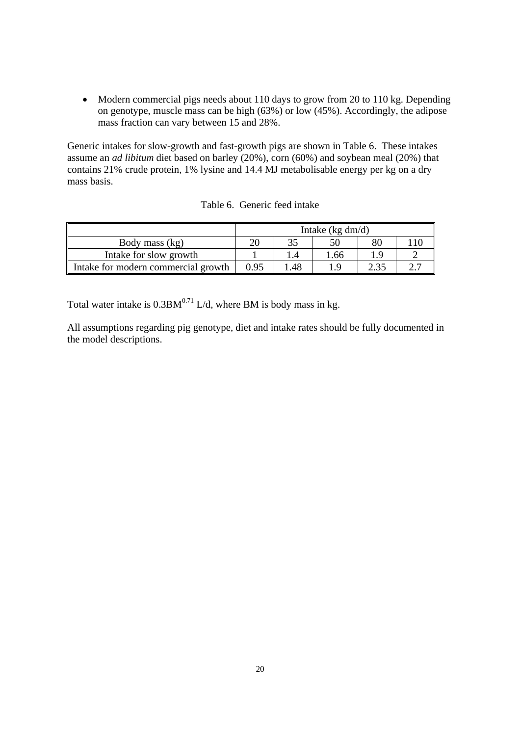- Modern commercial pigs needs about 110 days to grow from 20 to 110 kg. Depending on genotype, muscle mass can be high (63%) or low (45%). Accordingly, the adipose mass fraction can vary between 15 and 28%.

Generic intakes for slow-growth and fast-growth pigs are shown in Table 6. These intakes assume an *ad libitum* diet based on barley (20%), corn (60%) and soybean meal (20%) that contains 21% crude protein, 1% lysine and 14.4 MJ metabolisable energy per kg on a dry mass basis.

Table 6. Generic feed intake

| | Intake (kg dm/d) | | | | |
|---|---|---|---|---|---|
| Body mass (kg) | 20 | 35 | 50 | 80 | 110 |
| Intake for slow growth | 1 | 1.4 | 1.66 | 1.9 | 2 |
| Intake for modern commercial growth | 0.95 | 1.48 | 1.9 | 2.35 | 2.7 |

Total water intake is $0.3BM^{0.71}$ L/d, where BM is body mass in kg.

All assumptions regarding pig genotype, diet and intake rates should be fully documented in the model descriptions.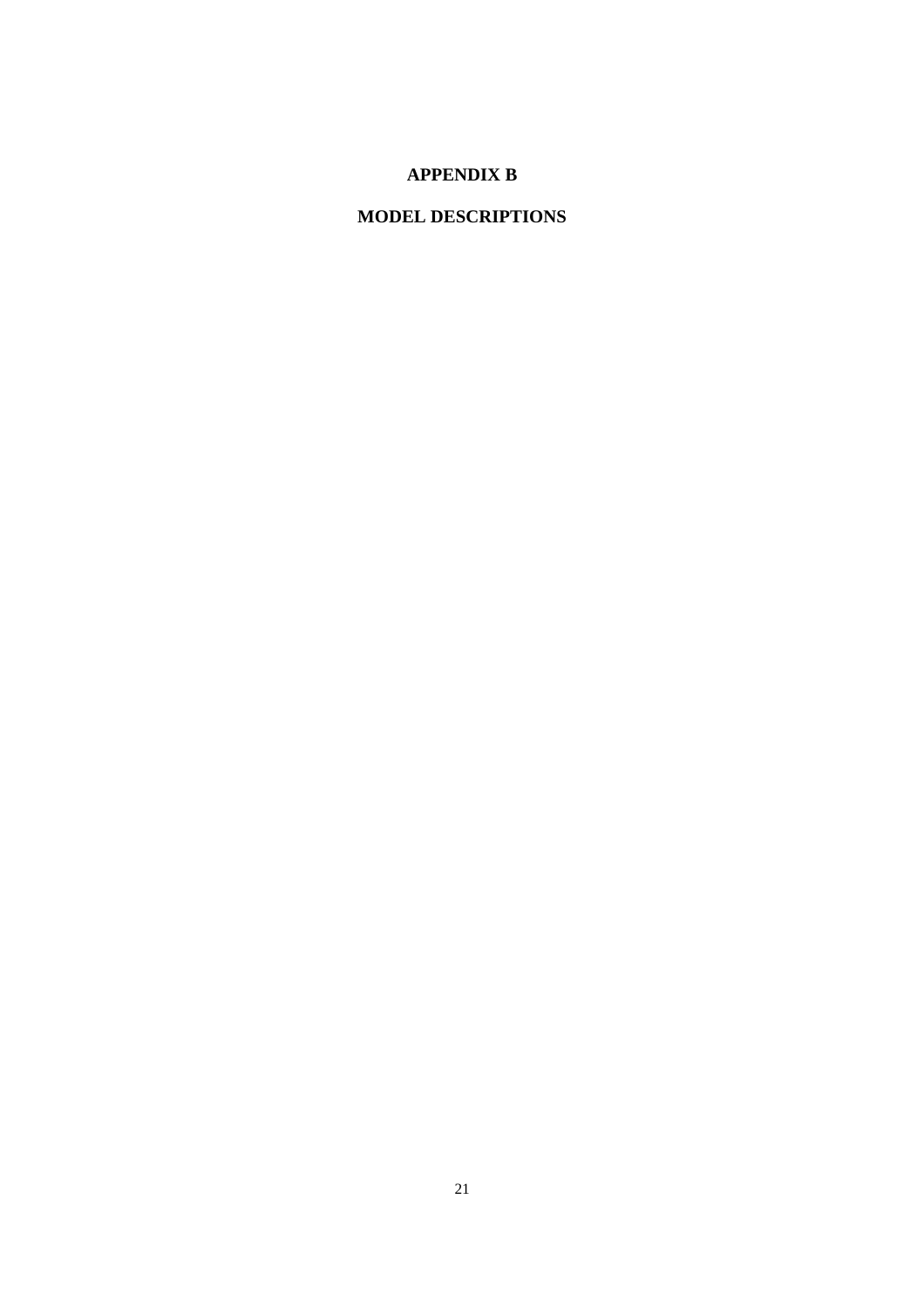# APPENDIX B

# MODEL DESCRIPTIONS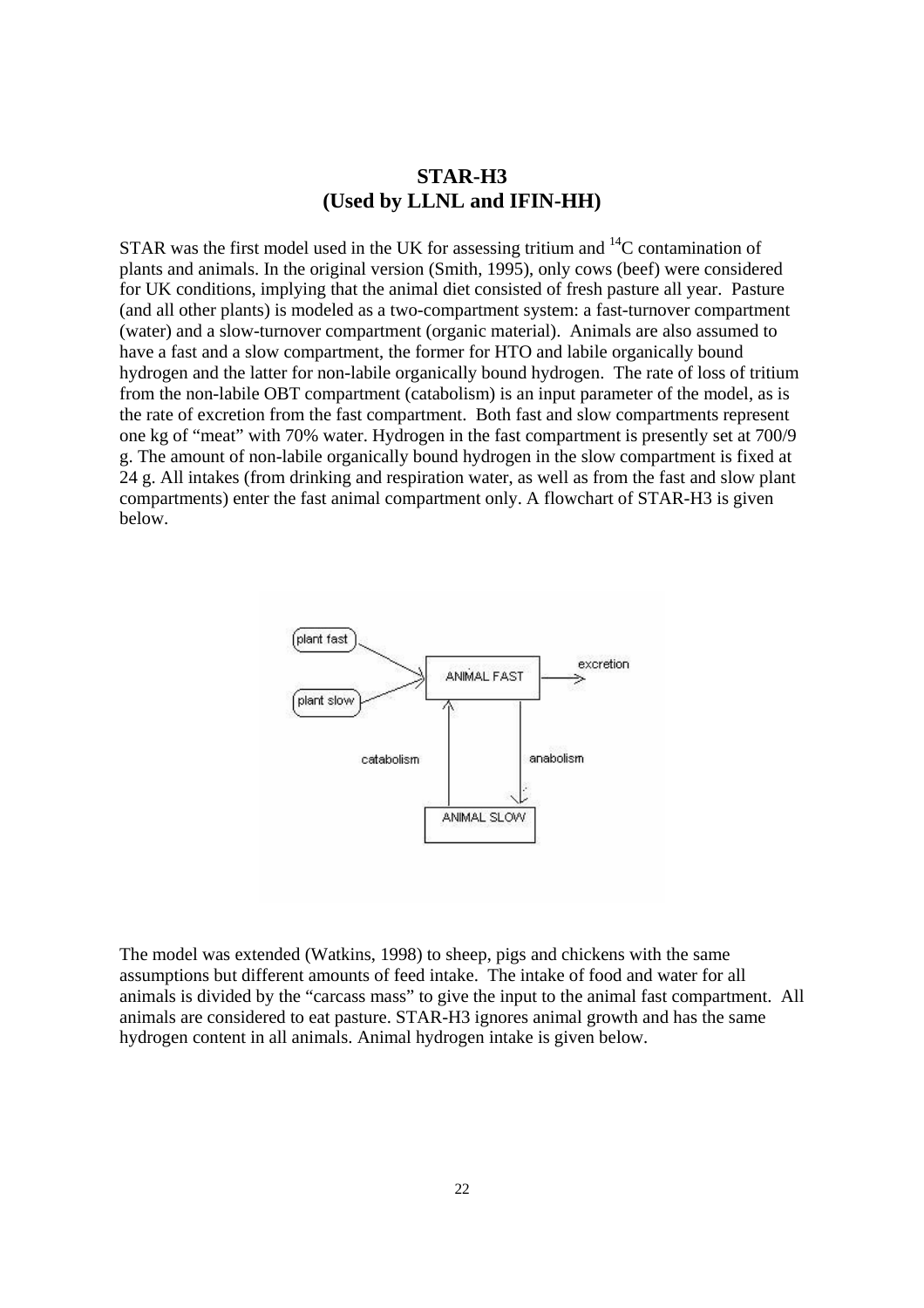# STAR-H3
## (Used by LLNL and IFIN-HH)

STAR was the first model used in the UK for assessing tritium and $^{14}C$ contamination of plants and animals. In the original version (Smith, 1995), only cows (beef) were considered for UK conditions, implying that the animal diet consisted of fresh pasture all year. Pasture (and all other plants) is modeled as a two-compartment system: a fast-turnover compartment (water) and a slow-turnover compartment (organic material). Animals are also assumed to have a fast and a slow compartment, the former for HTO and labile organically bound hydrogen and the latter for non-labile organically bound hydrogen. The rate of loss of tritium from the non-labile OBT compartment (catabolism) is an input parameter of the model, as is the rate of excretion from the fast compartment. Both fast and slow compartments represent one kg of "meat" with 70% water. Hydrogen in the fast compartment is presently set at 700/9 g. The amount of non-labile organically bound hydrogen in the slow compartment is fixed at 24 g. All intakes (from drinking and respiration water, as well as from the fast and slow plant compartments) enter the fast animal compartment only. A flowchart of STAR-H3 is given below.

The model was extended (Watkins, 1998) to sheep, pigs and chickens with the same assumptions but different amounts of feed intake. The intake of food and water for all animals is divided by the "carcass mass" to give the input to the animal fast compartment. All animals are considered to eat pasture. STAR-H3 ignores animal growth and has the same hydrogen content in all animals. Animal hydrogen intake is given below.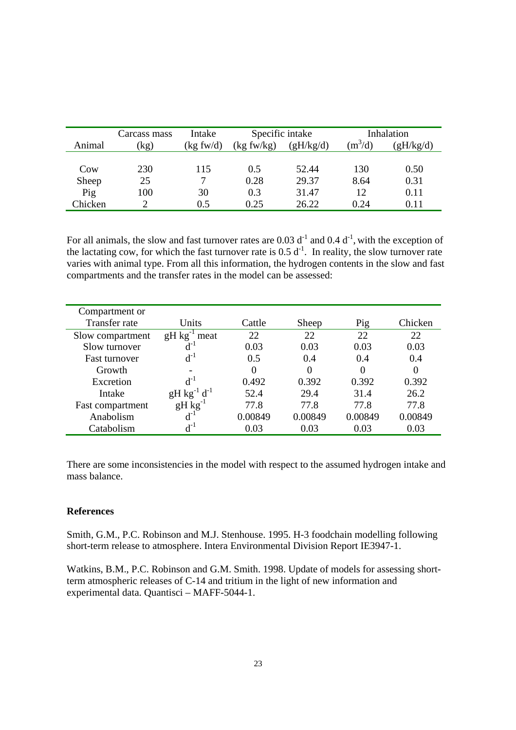| Animal | Carcass mass (kg) | Intake (kg fw/d) | Specific intake (kg fw/kg) | Specific intake (gH/kg/d) | Inhalation ($m^3$/d) | Inhalation (gH/kg/d) |
|---|---|---|---|---|---|---|
| Cow | 230 | 115 | 0.5 | 52.44 | 130 | 0.50 |
| Sheep | 25 | 7 | 0.28 | 29.37 | 8.64 | 0.31 |
| Pig | 100 | 30 | 0.3 | 31.47 | 12 | 0.11 |
| Chicken | 2 | 0.5 | 0.25 | 26.22 | 0.24 | 0.11 |

For all animals, the slow and fast turnover rates are 0.03 $d^{-1}$ and 0.4 $d^{-1}$, with the exception of the lactating cow, for which the fast turnover rate is 0.5 $d^{-1}$. In reality, the slow turnover rate varies with animal type. From all this information, the hydrogen contents in the slow and fast compartments and the transfer rates in the model can be assessed:

| Compartment or Transfer rate | Units | Cattle | Sheep | Pig | Chicken |
|---|---|---|---|---|---|
| Slow compartment | gH $kg^{-1}$ meat | 22 | 22 | 22 | 22 |
| Slow turnover | $d^{-1}$ | 0.03 | 0.03 | 0.03 | 0.03 |
| Fast turnover | $d^{-1}$ | 0.5 | 0.4 | 0.4 | 0.4 |
| Growth | - | 0 | 0 | 0 | 0 |
| Excretion | $d^{-1}$ | 0.492 | 0.392 | 0.392 | 0.392 |
| Intake | gH $kg^{-1}$ $d^{-1}$ | 52.4 | 29.4 | 31.4 | 26.2 |
| Fast compartment | gH $kg^{-1}$ | 77.8 | 77.8 | 77.8 | 77.8 |
| Anabolism | $d^{-1}$ | 0.00849 | 0.00849 | 0.00849 | 0.00849 |
| Catabolism | $d^{-1}$ | 0.03 | 0.03 | 0.03 | 0.03 |

There are some inconsistencies in the model with respect to the assumed hydrogen intake and mass balance.

**References**

Smith, G.M., P.C. Robinson and M.J. Stenhouse. 1995. H-3 foodchain modelling following short-term release to atmosphere. Intera Environmental Division Report IE3947-1.

Watkins, B.M., P.C. Robinson and G.M. Smith. 1998. Update of models for assessing short-term atmospheric releases of C-14 and tritium in the light of new information and experimental data. Quantisci – MAFF-5044-1.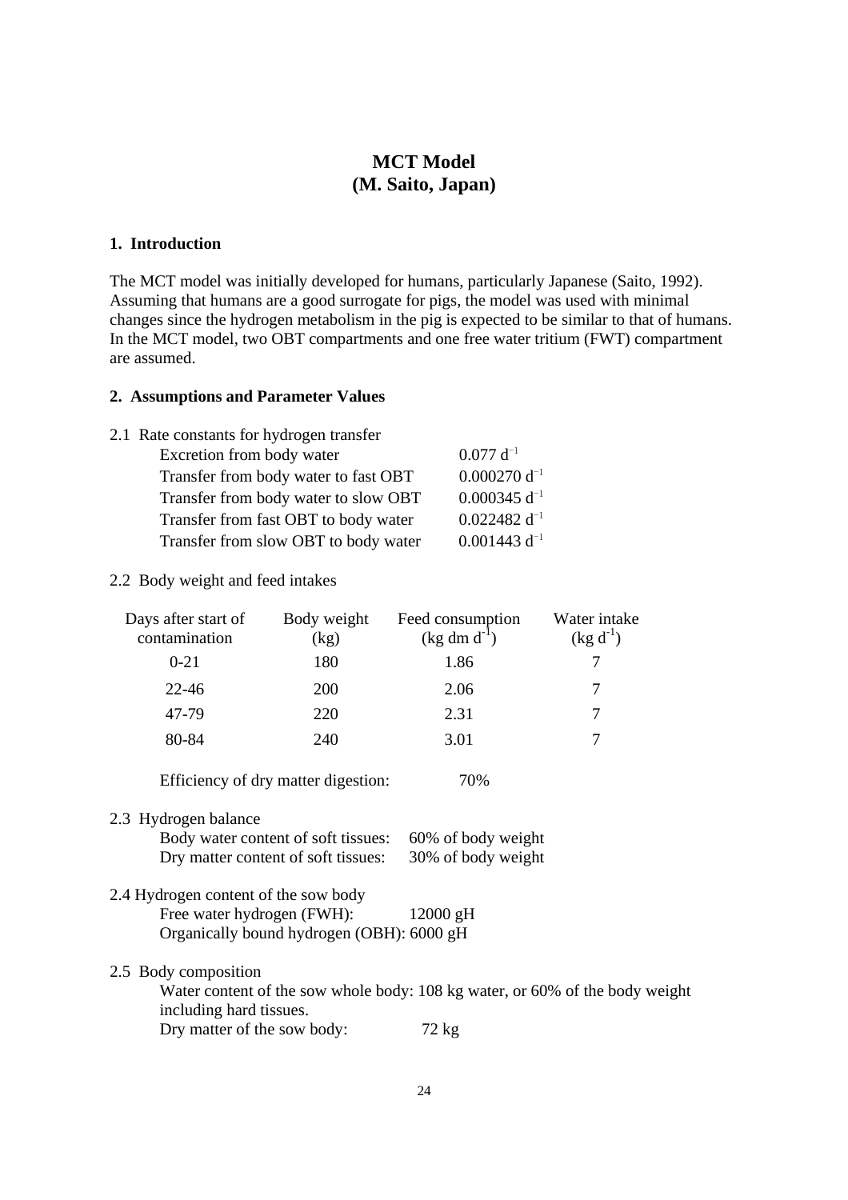# MCT Model
# (M. Saito, Japan)

## 1. Introduction

The MCT model was initially developed for humans, particularly Japanese (Saito, 1992). Assuming that humans are a good surrogate for pigs, the model was used with minimal changes since the hydrogen metabolism in the pig is expected to be similar to that of humans. In the MCT model, two OBT compartments and one free water tritium (FWT) compartment are assumed.

## 2. Assumptions and Parameter Values

2.1 Rate constants for hydrogen transfer

| | |
|---|---|
| Excretion from body water | $0.077\ d^{-1}$ |
| Transfer from body water to fast OBT | $0.000270\ d^{-1}$ |
| Transfer from body water to slow OBT | $0.000345\ d^{-1}$ |
| Transfer from fast OBT to body water | $0.022482\ d^{-1}$ |
| Transfer from slow OBT to body water | $0.001443\ d^{-1}$ |

2.2 Body weight and feed intakes

| Days after start of contamination | Body weight (kg) | Feed consumption (kg dm $d^{-1}$) | Water intake (kg $d^{-1}$) |
|---|---|---|---|
| 0-21 | 180 | 1.86 | 7 |
| 22-46 | 200 | 2.06 | 7 |
| 47-79 | 220 | 2.31 | 7 |
| 80-84 | 240 | 3.01 | 7 |

Efficiency of dry matter digestion: 70%

2.3 Hydrogen balance

Body water content of soft tissues: 60% of body weight
Dry matter content of soft tissues: 30% of body weight

2.4 Hydrogen content of the sow body

Free water hydrogen (FWH): 12000 gH
Organically bound hydrogen (OBH): 6000 gH

2.5 Body composition

Water content of the sow whole body: 108 kg water, or 60% of the body weight including hard tissues.
Dry matter of the sow body: 72 kg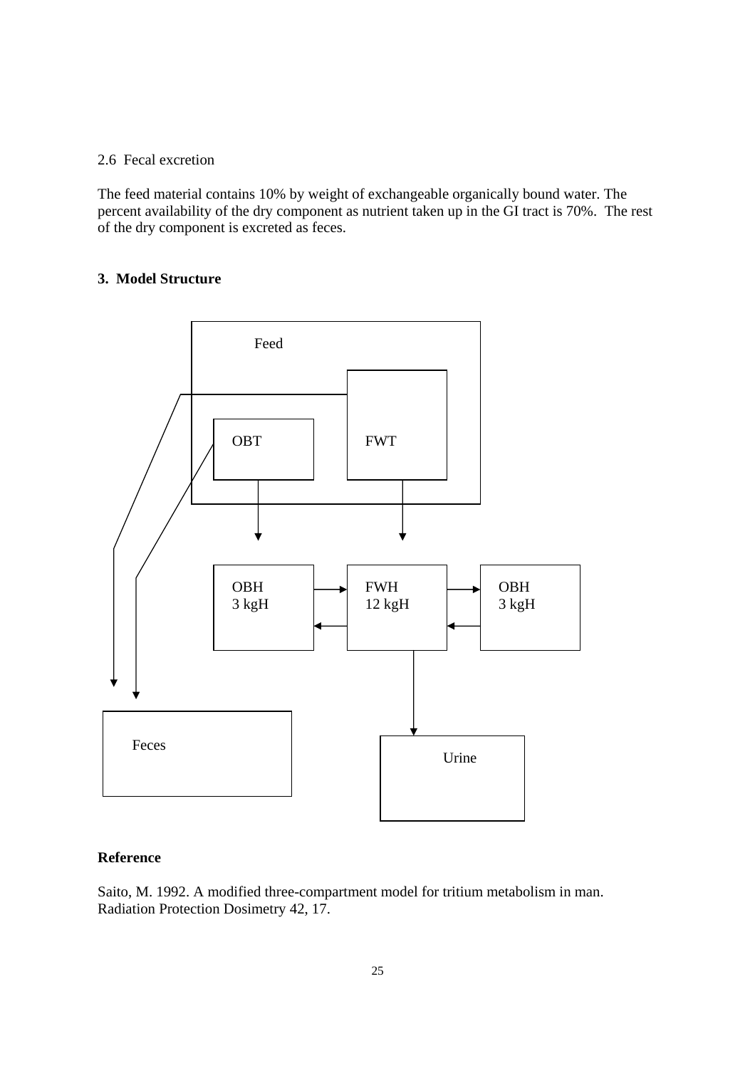2.6 Fecal excretion

The feed material contains 10% by weight of exchangeable organically bound water. The percent availability of the dry component as nutrient taken up in the GI tract is 70%. The rest of the dry component is excreted as feces.

## 3. Model Structure

Feed

OBT

FWT

OBH
3 kgH

FWH
12 kgH

OBH
3 kgH

Feces

Urine

## Reference

Saito, M. 1992. A modified three-compartment model for tritium metabolism in man. Radiation Protection Dosimetry 42, 17.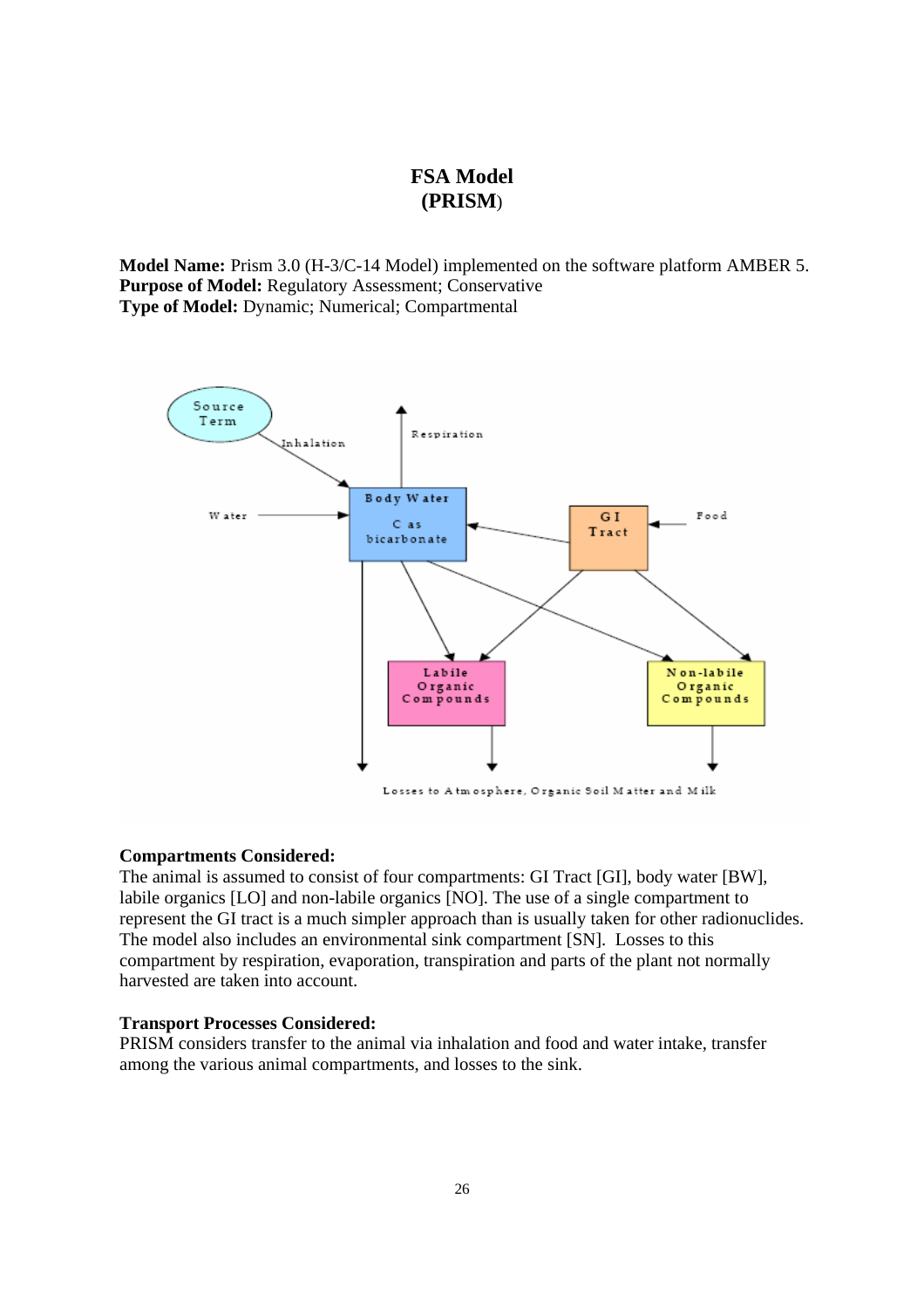# FSA Model (PRISM)

**Model Name:** Prism 3.0 (H-3/C-14 Model) implemented on the software platform AMBER 5.
**Purpose of Model:** Regulatory Assessment; Conservative
**Type of Model:** Dynamic; Numerical; Compartmental

**Compartments Considered:**
The animal is assumed to consist of four compartments: GI Tract [GI], body water [BW], labile organics [LO] and non-labile organics [NO]. The use of a single compartment to represent the GI tract is a much simpler approach than is usually taken for other radionuclides. The model also includes an environmental sink compartment [SN]. Losses to this compartment by respiration, evaporation, transpiration and parts of the plant not normally harvested are taken into account.

**Transport Processes Considered:**
PRISM considers transfer to the animal via inhalation and food and water intake, transfer among the various animal compartments, and losses to the sink.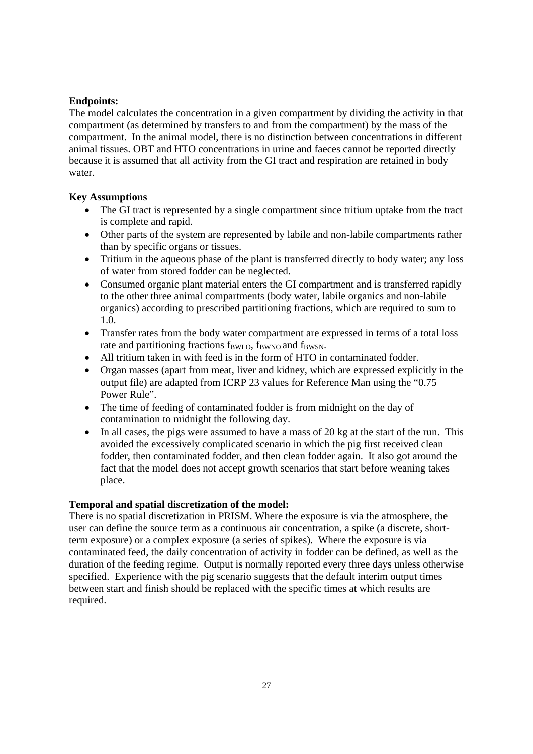**Endpoints:**

The model calculates the concentration in a given compartment by dividing the activity in that compartment (as determined by transfers to and from the compartment) by the mass of the compartment. In the animal model, there is no distinction between concentrations in different animal tissues. OBT and HTO concentrations in urine and faeces cannot be reported directly because it is assumed that all activity from the GI tract and respiration are retained in body water.

**Key Assumptions**

- The GI tract is represented by a single compartment since tritium uptake from the tract is complete and rapid.
- Other parts of the system are represented by labile and non-labile compartments rather than by specific organs or tissues.
- Tritium in the aqueous phase of the plant is transferred directly to body water; any loss of water from stored fodder can be neglected.
- Consumed organic plant material enters the GI compartment and is transferred rapidly to the other three animal compartments (body water, labile organics and non-labile organics) according to prescribed partitioning fractions, which are required to sum to 1.0.
- Transfer rates from the body water compartment are expressed in terms of a total loss rate and partitioning fractions $f_{BWLO}$, $f_{BWNO}$ and $f_{BWSN}$.
- All tritium taken in with feed is in the form of HTO in contaminated fodder.
- Organ masses (apart from meat, liver and kidney, which are expressed explicitly in the output file) are adapted from ICRP 23 values for Reference Man using the "0.75 Power Rule".
- The time of feeding of contaminated fodder is from midnight on the day of contamination to midnight the following day.
- In all cases, the pigs were assumed to have a mass of 20 kg at the start of the run. This avoided the excessively complicated scenario in which the pig first received clean fodder, then contaminated fodder, and then clean fodder again. It also got around the fact that the model does not accept growth scenarios that start before weaning takes place.

**Temporal and spatial discretization of the model:**

There is no spatial discretization in PRISM. Where the exposure is via the atmosphere, the user can define the source term as a continuous air concentration, a spike (a discrete, short-term exposure) or a complex exposure (a series of spikes). Where the exposure is via contaminated feed, the daily concentration of activity in fodder can be defined, as well as the duration of the feeding regime. Output is normally reported every three days unless otherwise specified. Experience with the pig scenario suggests that the default interim output times between start and finish should be replaced with the specific times at which results are required.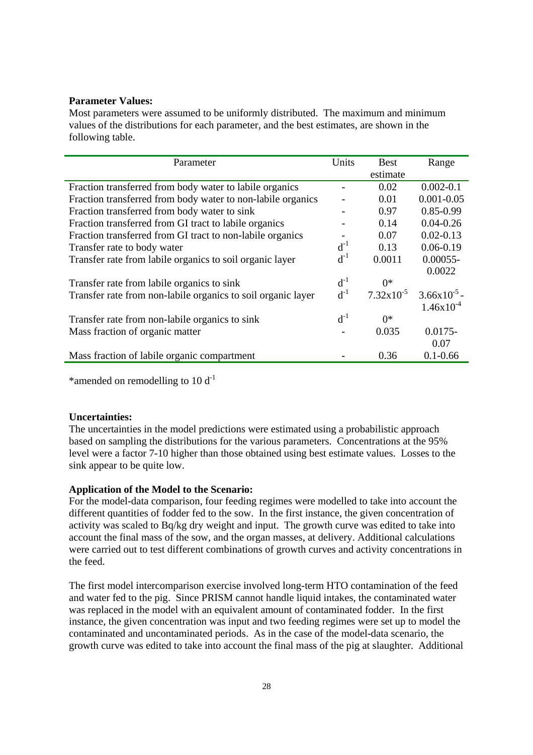**Parameter Values:**

Most parameters were assumed to be uniformly distributed. The maximum and minimum values of the distributions for each parameter, and the best estimates, are shown in the following table.

| Parameter | Units | Best estimate | Range |
|---|---|---|---|
| Fraction transferred from body water to labile organics | - | 0.02 | 0.002-0.1 |
| Fraction transferred from body water to non-labile organics | - | 0.01 | 0.001-0.05 |
| Fraction transferred from body water to sink | - | 0.97 | 0.85-0.99 |
| Fraction transferred from GI tract to labile organics | - | 0.14 | 0.04-0.26 |
| Fraction transferred from GI tract to non-labile organics | - | 0.07 | 0.02-0.13 |
| Transfer rate to body water | $d^{-1}$ | 0.13 | 0.06-0.19 |
| Transfer rate from labile organics to soil organic layer | $d^{-1}$ | 0.0011 | 0.00055-0.0022 |
| Transfer rate from labile organics to sink | $d^{-1}$ | 0* | |
| Transfer rate from non-labile organics to soil organic layer | $d^{-1}$ | $7.32 \times 10^{-5}$ | $3.66 \times 10^{-5}$ - $1.46 \times 10^{-4}$ |
| Transfer rate from non-labile organics to sink | $d^{-1}$ | 0* | |
| Mass fraction of organic matter | - | 0.035 | 0.0175-0.07 |
| Mass fraction of labile organic compartment | - | 0.36 | 0.1-0.66 |

*amended on remodelling to 10 $d^{-1}$

**Uncertainties:**

The uncertainties in the model predictions were estimated using a probabilistic approach based on sampling the distributions for the various parameters. Concentrations at the 95% level were a factor 7-10 higher than those obtained using best estimate values. Losses to the sink appear to be quite low.

**Application of the Model to the Scenario:**

For the model-data comparison, four feeding regimes were modelled to take into account the different quantities of fodder fed to the sow. In the first instance, the given concentration of activity was scaled to Bq/kg dry weight and input. The growth curve was edited to take into account the final mass of the sow, and the organ masses, at delivery. Additional calculations were carried out to test different combinations of growth curves and activity concentrations in the feed.

The first model intercomparison exercise involved long-term HTO contamination of the feed and water fed to the pig. Since PRISM cannot handle liquid intakes, the contaminated water was replaced in the model with an equivalent amount of contaminated fodder. In the first instance, the given concentration was input and two feeding regimes were set up to model the contaminated and uncontaminated periods. As in the case of the model-data scenario, the growth curve was edited to take into account the final mass of the pig at slaughter. Additional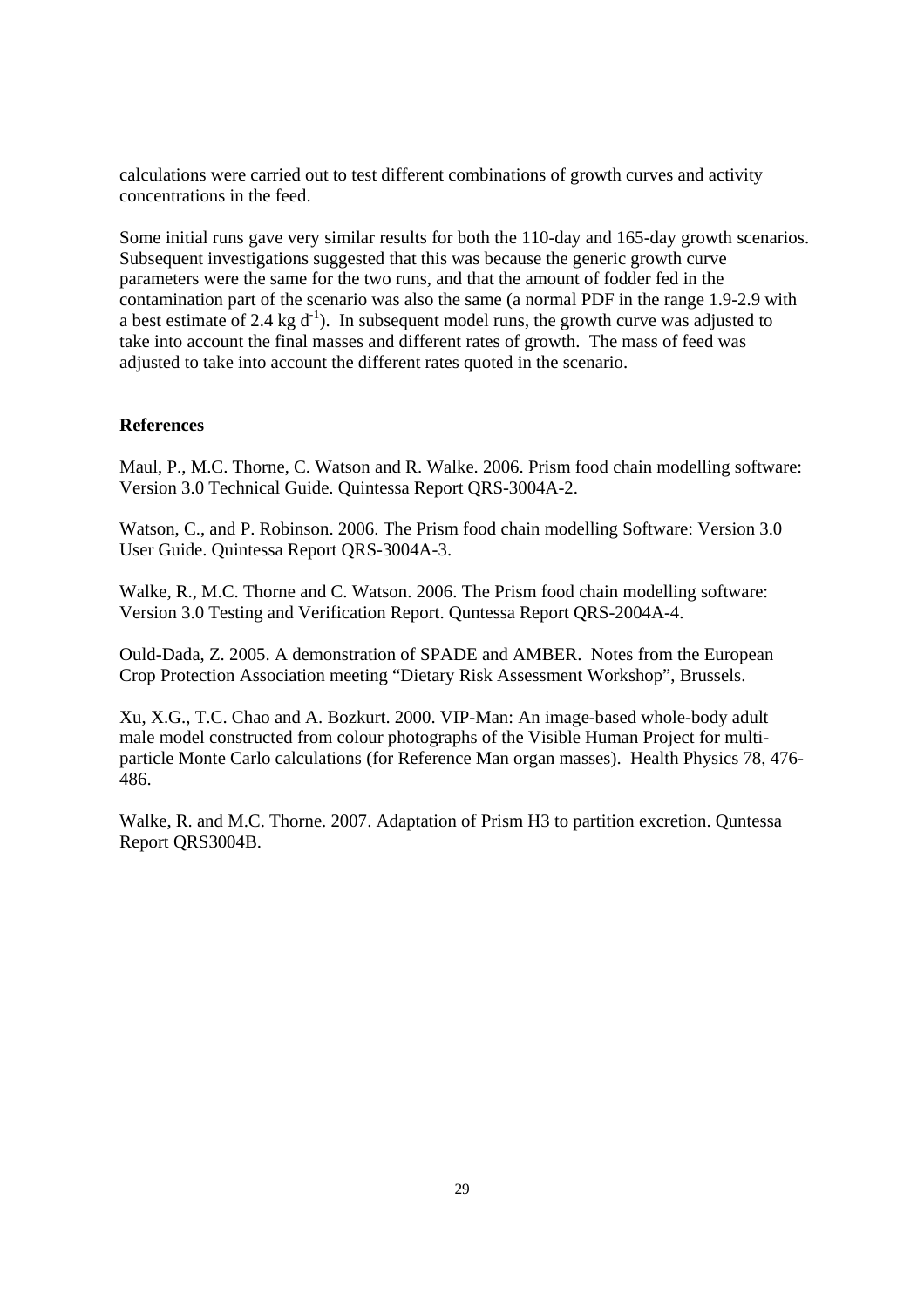calculations were carried out to test different combinations of growth curves and activity concentrations in the feed.

Some initial runs gave very similar results for both the 110-day and 165-day growth scenarios. Subsequent investigations suggested that this was because the generic growth curve parameters were the same for the two runs, and that the amount of fodder fed in the contamination part of the scenario was also the same (a normal PDF in the range 1.9-2.9 with a best estimate of 2.4 kg $d^{-1}$). In subsequent model runs, the growth curve was adjusted to take into account the final masses and different rates of growth. The mass of feed was adjusted to take into account the different rates quoted in the scenario.

### References

Maul, P., M.C. Thorne, C. Watson and R. Walke. 2006. Prism food chain modelling software: Version 3.0 Technical Guide. Quintessa Report QRS-3004A-2.

Watson, C., and P. Robinson. 2006. The Prism food chain modelling Software: Version 3.0 User Guide. Quintessa Report QRS-3004A-3.

Walke, R., M.C. Thorne and C. Watson. 2006. The Prism food chain modelling software: Version 3.0 Testing and Verification Report. Quntessa Report QRS-2004A-4.

Ould-Dada, Z. 2005. A demonstration of SPADE and AMBER. Notes from the European Crop Protection Association meeting "Dietary Risk Assessment Workshop", Brussels.

Xu, X.G., T.C. Chao and A. Bozkurt. 2000. VIP-Man: An image-based whole-body adult male model constructed from colour photographs of the Visible Human Project for multi-particle Monte Carlo calculations (for Reference Man organ masses). Health Physics 78, 476-486.

Walke, R. and M.C. Thorne. 2007. Adaptation of Prism H3 to partition excretion. Quntessa Report QRS3004B.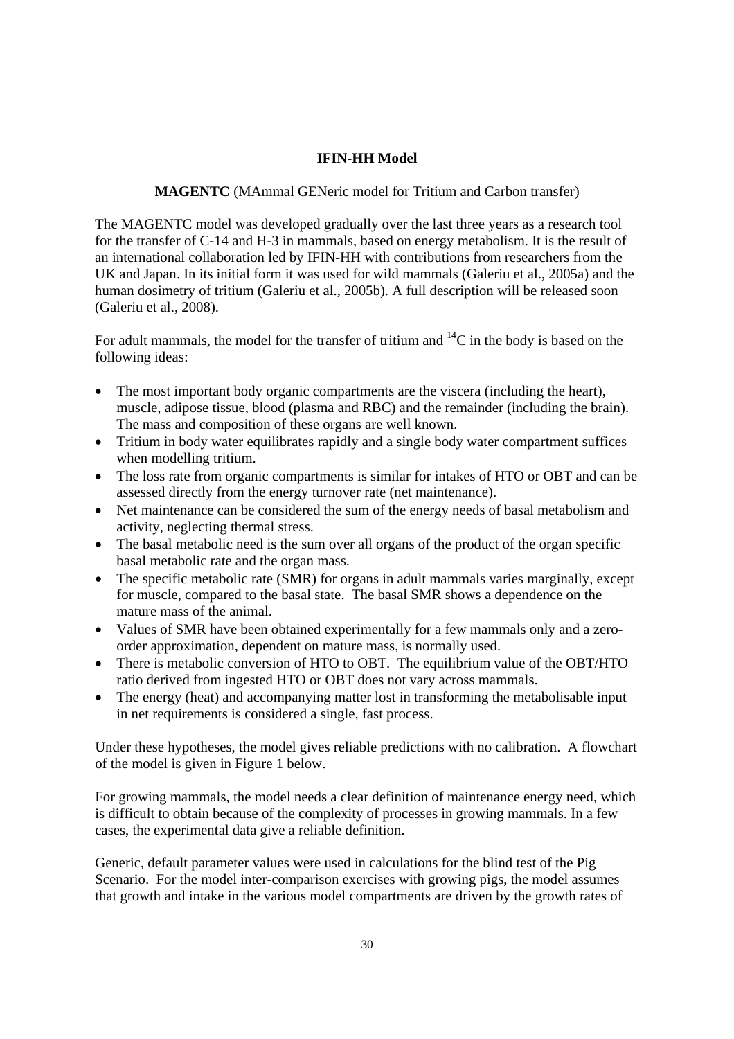## IFIN-HH Model

**MAGENTC** (MAmmal GENeric model for Tritium and Carbon transfer)

The MAGENTC model was developed gradually over the last three years as a research tool for the transfer of C-14 and H-3 in mammals, based on energy metabolism. It is the result of an international collaboration led by IFIN-HH with contributions from researchers from the UK and Japan. In its initial form it was used for wild mammals (Galeriu et al., 2005a) and the human dosimetry of tritium (Galeriu et al., 2005b). A full description will be released soon (Galeriu et al., 2008).

For adult mammals, the model for the transfer of tritium and $^{14}C$ in the body is based on the following ideas:

- The most important body organic compartments are the viscera (including the heart), muscle, adipose tissue, blood (plasma and RBC) and the remainder (including the brain). The mass and composition of these organs are well known.
- Tritium in body water equilibrates rapidly and a single body water compartment suffices when modelling tritium.
- The loss rate from organic compartments is similar for intakes of HTO or OBT and can be assessed directly from the energy turnover rate (net maintenance).
- Net maintenance can be considered the sum of the energy needs of basal metabolism and activity, neglecting thermal stress.
- The basal metabolic need is the sum over all organs of the product of the organ specific basal metabolic rate and the organ mass.
- The specific metabolic rate (SMR) for organs in adult mammals varies marginally, except for muscle, compared to the basal state. The basal SMR shows a dependence on the mature mass of the animal.
- Values of SMR have been obtained experimentally for a few mammals only and a zero-order approximation, dependent on mature mass, is normally used.
- There is metabolic conversion of HTO to OBT. The equilibrium value of the OBT/HTO ratio derived from ingested HTO or OBT does not vary across mammals.
- The energy (heat) and accompanying matter lost in transforming the metabolisable input in net requirements is considered a single, fast process.

Under these hypotheses, the model gives reliable predictions with no calibration. A flowchart of the model is given in Figure 1 below.

For growing mammals, the model needs a clear definition of maintenance energy need, which is difficult to obtain because of the complexity of processes in growing mammals. In a few cases, the experimental data give a reliable definition.

Generic, default parameter values were used in calculations for the blind test of the Pig Scenario. For the model inter-comparison exercises with growing pigs, the model assumes that growth and intake in the various model compartments are driven by the growth rates of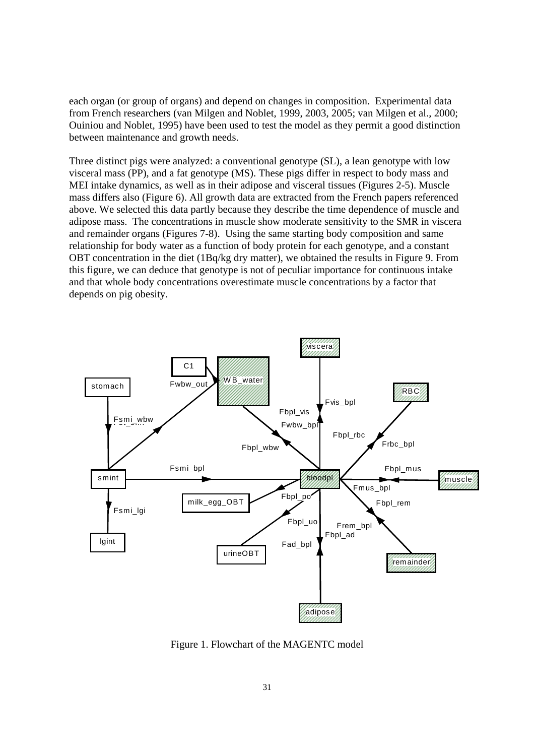each organ (or group of organs) and depend on changes in composition. Experimental data from French researchers (van Milgen and Noblet, 1999, 2003, 2005; van Milgen et al., 2000; Ouiniou and Noblet, 1995) have been used to test the model as they permit a good distinction between maintenance and growth needs.

Three distinct pigs were analyzed: a conventional genotype (SL), a lean genotype with low visceral mass (PP), and a fat genotype (MS). These pigs differ in respect to body mass and MEI intake dynamics, as well as in their adipose and visceral tissues (Figures 2-5). Muscle mass differs also (Figure 6). All growth data are extracted from the French papers referenced above. We selected this data partly because they describe the time dependence of muscle and adipose mass. The concentrations in muscle show moderate sensitivity to the SMR in viscera and remainder organs (Figures 7-8). Using the same starting body composition and same relationship for body water as a function of body protein for each genotype, and a constant OBT concentration in the diet (1Bq/kg dry matter), we obtained the results in Figure 9. From this figure, we can deduce that genotype is not of peculiar importance for continuous intake and that whole body concentrations overestimate muscle concentrations by a factor that depends on pig obesity.

Figure 1. Flowchart of the MAGENTC model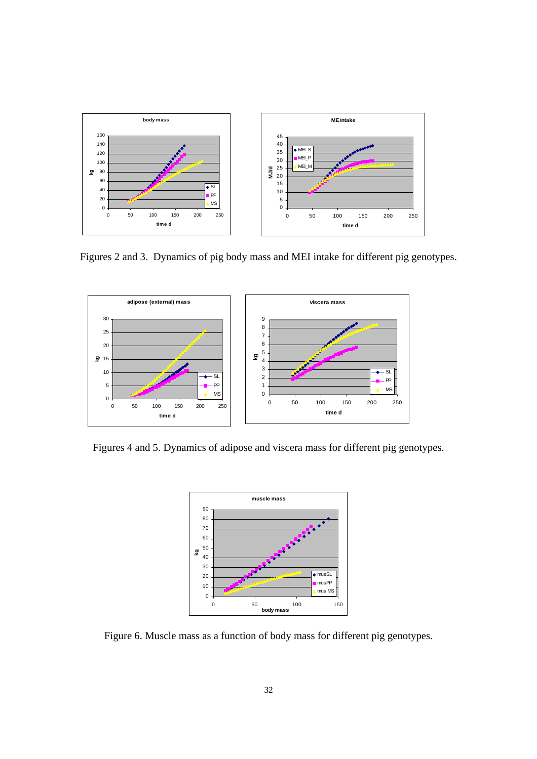Figures 2 and 3. Dynamics of pig body mass and MEI intake for different pig genotypes.

Figures 4 and 5. Dynamics of adipose and viscera mass for different pig genotypes.

Figure 6. Muscle mass as a function of body mass for different pig genotypes.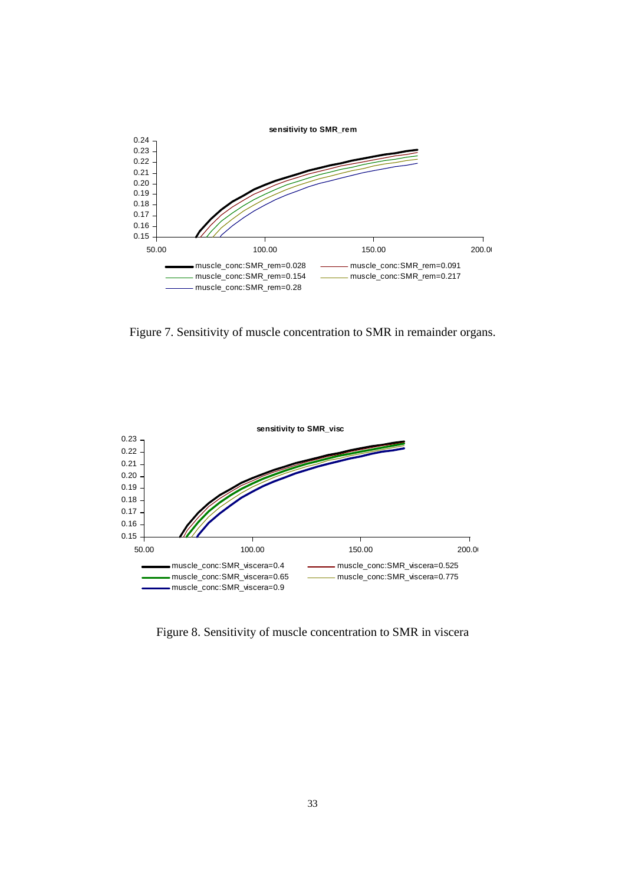Figure 7. Sensitivity of muscle concentration to SMR in remainder organs.

Figure 8. Sensitivity of muscle concentration to SMR in viscera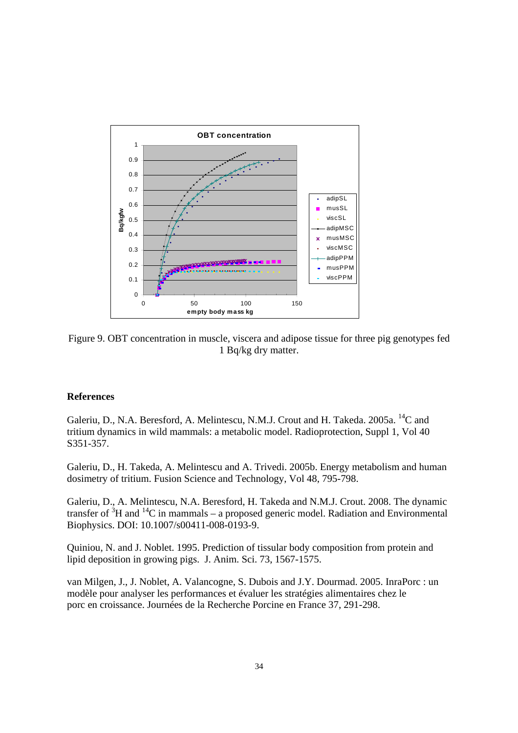Figure 9. OBT concentration in muscle, viscera and adipose tissue for three pig genotypes fed 1 Bq/kg dry matter.

## References

Galeriu, D., N.A. Beresford, A. Melintescu, N.M.J. Crout and H. Takeda. 2005a. $^{14}C$ and tritium dynamics in wild mammals: a metabolic model. Radioprotection, Suppl 1, Vol 40 S351-357.

Galeriu, D., H. Takeda, A. Melintescu and A. Trivedi. 2005b. Energy metabolism and human dosimetry of tritium. Fusion Science and Technology, Vol 48, 795-798.

Galeriu, D., A. Melintescu, N.A. Beresford, H. Takeda and N.M.J. Crout. 2008. The dynamic transfer of $^{3}H$ and $^{14}C$ in mammals – a proposed generic model. Radiation and Environmental Biophysics. DOI: 10.1007/s00411-008-0193-9.

Quiniou, N. and J. Noblet. 1995. Prediction of tissular body composition from protein and lipid deposition in growing pigs. J. Anim. Sci. 73, 1567-1575.

van Milgen, J., J. Noblet, A. Valancogne, S. Dubois and J.Y. Dourmad. 2005. InraPorc : un modèle pour analyser les performances et évaluer les stratégies alimentaires chez le porc en croissance. Journées de la Recherche Porcine en France 37, 291-298.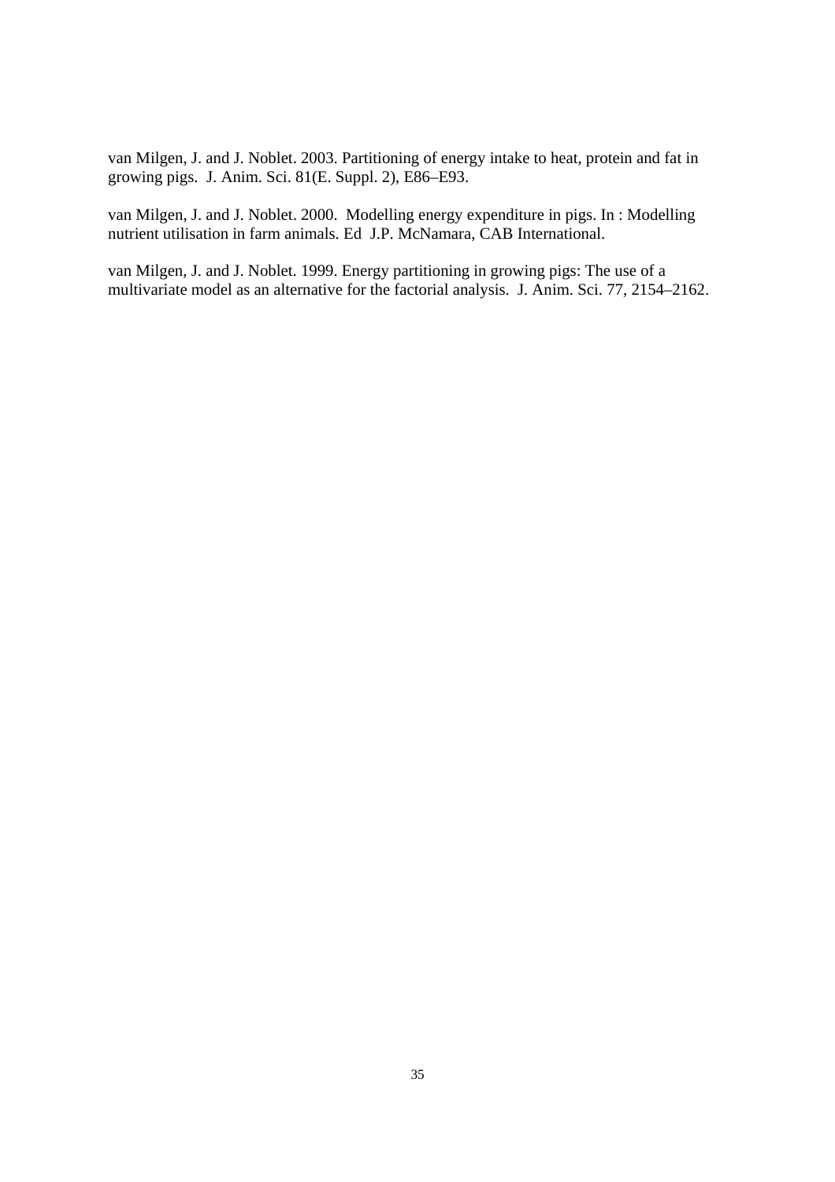van Milgen, J. and J. Noblet. 2003. Partitioning of energy intake to heat, protein and fat in growing pigs. J. Anim. Sci. 81(E. Suppl. 2), E86–E93.

van Milgen, J. and J. Noblet. 2000. Modelling energy expenditure in pigs. In : Modelling nutrient utilisation in farm animals. Ed J.P. McNamara, CAB International.

van Milgen, J. and J. Noblet. 1999. Energy partitioning in growing pigs: The use of a multivariate model as an alternative for the factorial analysis. J. Anim. Sci. 77, 2154–2162.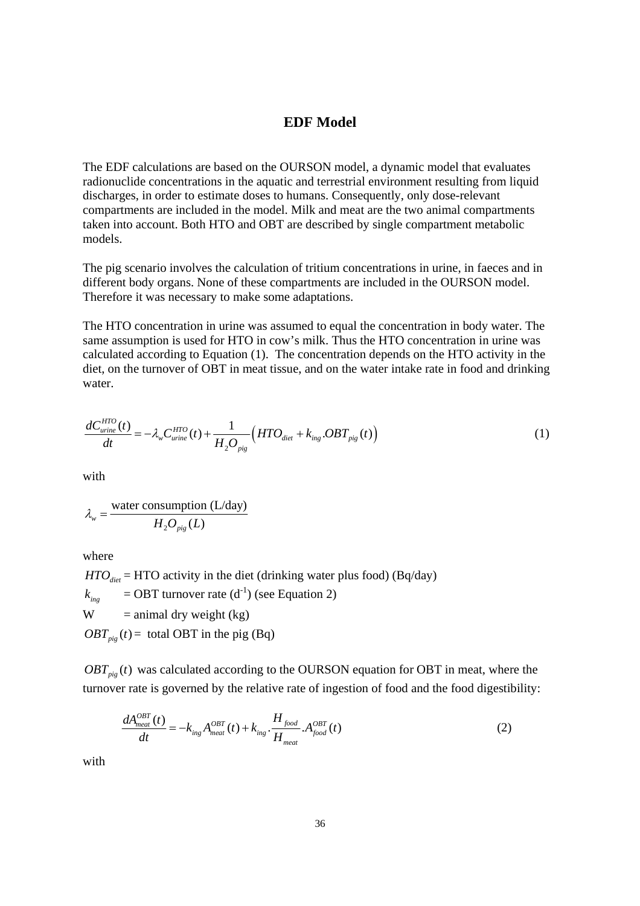# EDF Model

The EDF calculations are based on the OURSON model, a dynamic model that evaluates radionuclide concentrations in the aquatic and terrestrial environment resulting from liquid discharges, in order to estimate doses to humans. Consequently, only dose-relevant compartments are included in the model. Milk and meat are the two animal compartments taken into account. Both HTO and OBT are described by single compartment metabolic models.

The pig scenario involves the calculation of tritium concentrations in urine, in faeces and in different body organs. None of these compartments are included in the OURSON model. Therefore it was necessary to make some adaptations.

The HTO concentration in urine was assumed to equal the concentration in body water. The same assumption is used for HTO in cow's milk. Thus the HTO concentration in urine was calculated according to Equation (1). The concentration depends on the HTO activity in the diet, on the turnover of OBT in meat tissue, and on the water intake rate in food and drinking water.

$$\frac{dC_{urine}^{HTO}(t)}{dt} = -\lambda_w C_{urine}^{HTO}(t) + \frac{1}{H_2O_{pig}}\left(HTO_{diet} + k_{ing}.OBT_{pig}(t)\right) \tag{1}$$

with

$$\lambda_w = \frac{\text{water consumption (L/day)}}{H_2O_{pig}(L)}$$

where

$HTO_{diet}$ = HTO activity in the diet (drinking water plus food) (Bq/day)

$k_{ing}$ = OBT turnover rate ($d^{-1}$) (see Equation 2)

W = animal dry weight (kg)

$OBT_{pig}(t)$ = total OBT in the pig (Bq)

$OBT_{pig}(t)$ was calculated according to the OURSON equation for OBT in meat, where the turnover rate is governed by the relative rate of ingestion of food and the food digestibility:

$$\frac{dA_{meat}^{OBT}(t)}{dt} = -k_{ing}A_{meat}^{OBT}(t) + k_{ing}\cdot\frac{H_{food}}{H_{meat}}.A_{food}^{OBT}(t) \tag{2}$$

with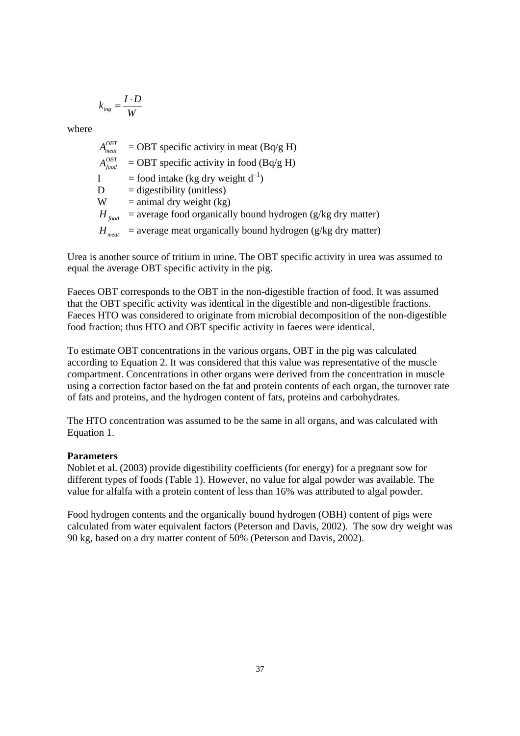$$k_{ing} = \frac{I \cdot D}{W}$$

where

$A_{meat}^{OBT}$ = OBT specific activity in meat (Bq/g H)
$A_{food}^{OBT}$ = OBT specific activity in food (Bq/g H)
I = food intake (kg dry weight $d^{-1}$)
D = digestibility (unitless)
W = animal dry weight (kg)
$H_{food}$ = average food organically bound hydrogen (g/kg dry matter)
$H_{meat}$ = average meat organically bound hydrogen (g/kg dry matter)

Urea is another source of tritium in urine. The OBT specific activity in urea was assumed to equal the average OBT specific activity in the pig.

Faeces OBT corresponds to the OBT in the non-digestible fraction of food. It was assumed that the OBT specific activity was identical in the digestible and non-digestible fractions. Faeces HTO was considered to originate from microbial decomposition of the non-digestible food fraction; thus HTO and OBT specific activity in faeces were identical.

To estimate OBT concentrations in the various organs, OBT in the pig was calculated according to Equation 2. It was considered that this value was representative of the muscle compartment. Concentrations in other organs were derived from the concentration in muscle using a correction factor based on the fat and protein contents of each organ, the turnover rate of fats and proteins, and the hydrogen content of fats, proteins and carbohydrates.

The HTO concentration was assumed to be the same in all organs, and was calculated with Equation 1.

**Parameters**
Noblet et al. (2003) provide digestibility coefficients (for energy) for a pregnant sow for different types of foods (Table 1). However, no value for algal powder was available. The value for alfalfa with a protein content of less than 16% was attributed to algal powder.

Food hydrogen contents and the organically bound hydrogen (OBH) content of pigs were calculated from water equivalent factors (Peterson and Davis, 2002). The sow dry weight was 90 kg, based on a dry matter content of 50% (Peterson and Davis, 2002).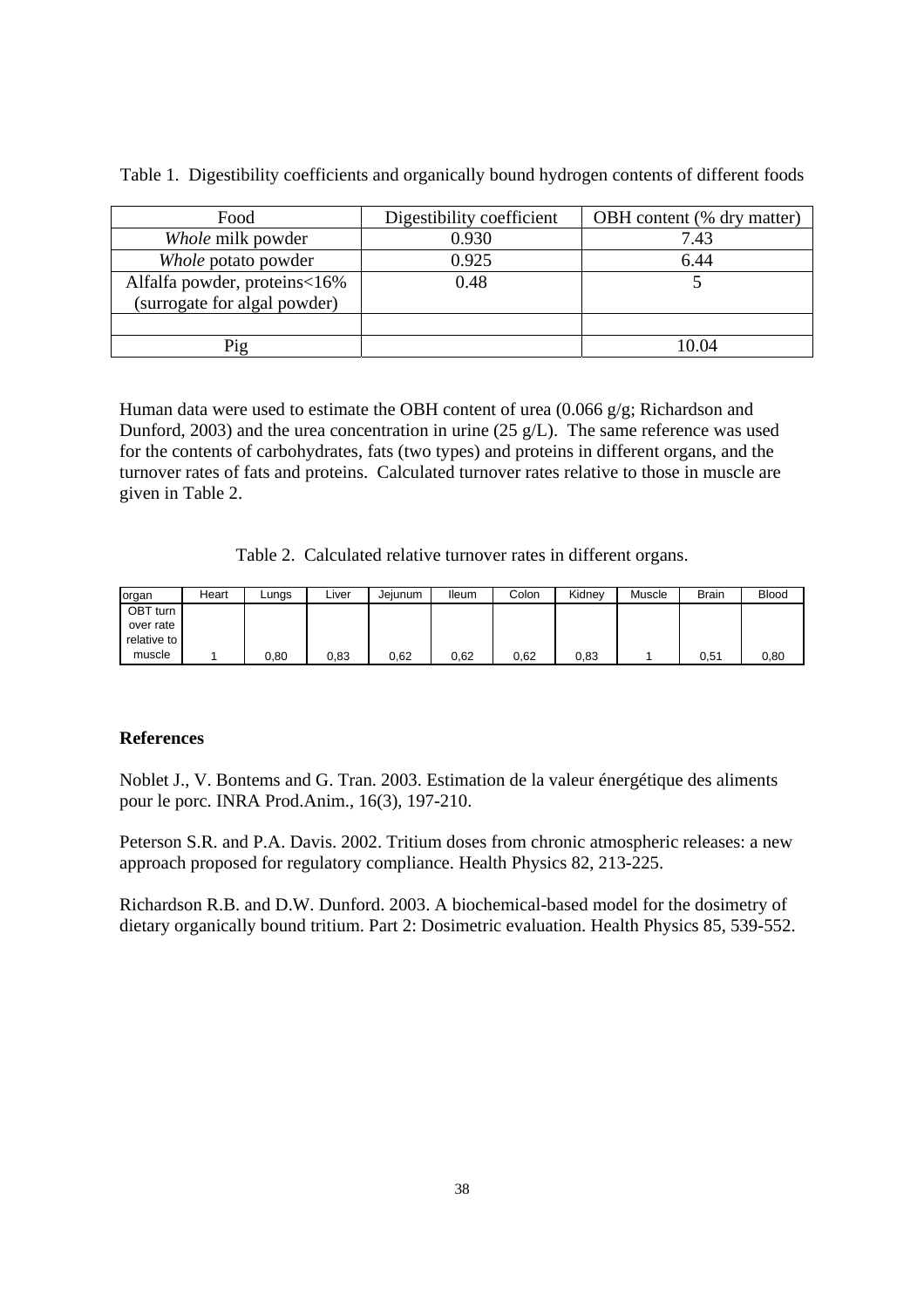Table 1. Digestibility coefficients and organically bound hydrogen contents of different foods

| Food | Digestibility coefficient | OBH content (% dry matter) |
|---|---|---|
| *Whole* milk powder | 0.930 | 7.43 |
| *Whole* potato powder | 0.925 | 6.44 |
| Alfalfa powder, proteins<16% (surrogate for algal powder) | 0.48 | 5 |
| | | |
| Pig | | 10.04 |

Human data were used to estimate the OBH content of urea (0.066 g/g; Richardson and Dunford, 2003) and the urea concentration in urine (25 g/L). The same reference was used for the contents of carbohydrates, fats (two types) and proteins in different organs, and the turnover rates of fats and proteins. Calculated turnover rates relative to those in muscle are given in Table 2.

Table 2. Calculated relative turnover rates in different organs.

| organ | Heart | Lungs | Liver | Jejunum | Ileum | Colon | Kidney | Muscle | Brain | Blood |
|---|---|---|---|---|---|---|---|---|---|---|
| OBT turn over rate relative to muscle | 1 | 0,80 | 0,83 | 0,62 | 0,62 | 0,62 | 0,83 | 1 | 0,51 | 0,80 |

**References**

Noblet J., V. Bontems and G. Tran. 2003. Estimation de la valeur énergétique des aliments pour le porc. INRA Prod.Anim., 16(3), 197-210.

Peterson S.R. and P.A. Davis. 2002. Tritium doses from chronic atmospheric releases: a new approach proposed for regulatory compliance. Health Physics 82, 213-225.

Richardson R.B. and D.W. Dunford. 2003. A biochemical-based model for the dosimetry of dietary organically bound tritium. Part 2: Dosimetric evaluation. Health Physics 85, 539-552.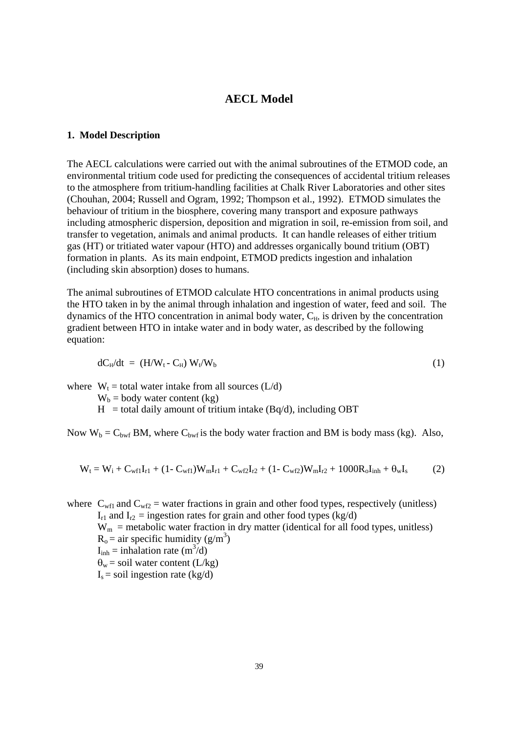# AECL Model

## 1. Model Description

The AECL calculations were carried out with the animal subroutines of the ETMOD code, an environmental tritium code used for predicting the consequences of accidental tritium releases to the atmosphere from tritium-handling facilities at Chalk River Laboratories and other sites (Chouhan, 2004; Russell and Ogram, 1992; Thompson et al., 1992). ETMOD simulates the behaviour of tritium in the biosphere, covering many transport and exposure pathways including atmospheric dispersion, deposition and migration in soil, re-emission from soil, and transfer to vegetation, animals and animal products. It can handle releases of either tritium gas (HT) or tritiated water vapour (HTO) and addresses organically bound tritium (OBT) formation in plants. As its main endpoint, ETMOD predicts ingestion and inhalation (including skin absorption) doses to humans.

The animal subroutines of ETMOD calculate HTO concentrations in animal products using the HTO taken in by the animal through inhalation and ingestion of water, feed and soil. The dynamics of the HTO concentration in animal body water, $C_H$, is driven by the concentration gradient between HTO in intake water and in body water, as described by the following equation:

$$dC_H/dt = (H/W_t - C_H)\, W_t/W_b \tag{1}$$

where $W_t$ = total water intake from all sources (L/d)
$W_b$ = body water content (kg)
$H$ = total daily amount of tritium intake (Bq/d), including OBT

Now $W_b = C_{bwf}\, BM$, where $C_{bwf}$ is the body water fraction and BM is body mass (kg). Also,

$$W_t = W_i + C_{wf1}I_{r1} + (1 - C_{wf1})W_mI_{r1} + C_{wf2}I_{r2} + (1 - C_{wf2})W_mI_{r2} + 1000R_oI_{inh} + \theta_wI_s \tag{2}$$

where $C_{wf1}$ and $C_{wf2}$ = water fractions in grain and other food types, respectively (unitless)
$I_{r1}$ and $I_{r2}$ = ingestion rates for grain and other food types (kg/d)
$W_m$ = metabolic water fraction in dry matter (identical for all food types, unitless)
$R_o$ = air specific humidity (g/m$^3$)
$I_{inh}$ = inhalation rate (m$^3$/d)
$\theta_w$ = soil water content (L/kg)
$I_s$ = soil ingestion rate (kg/d)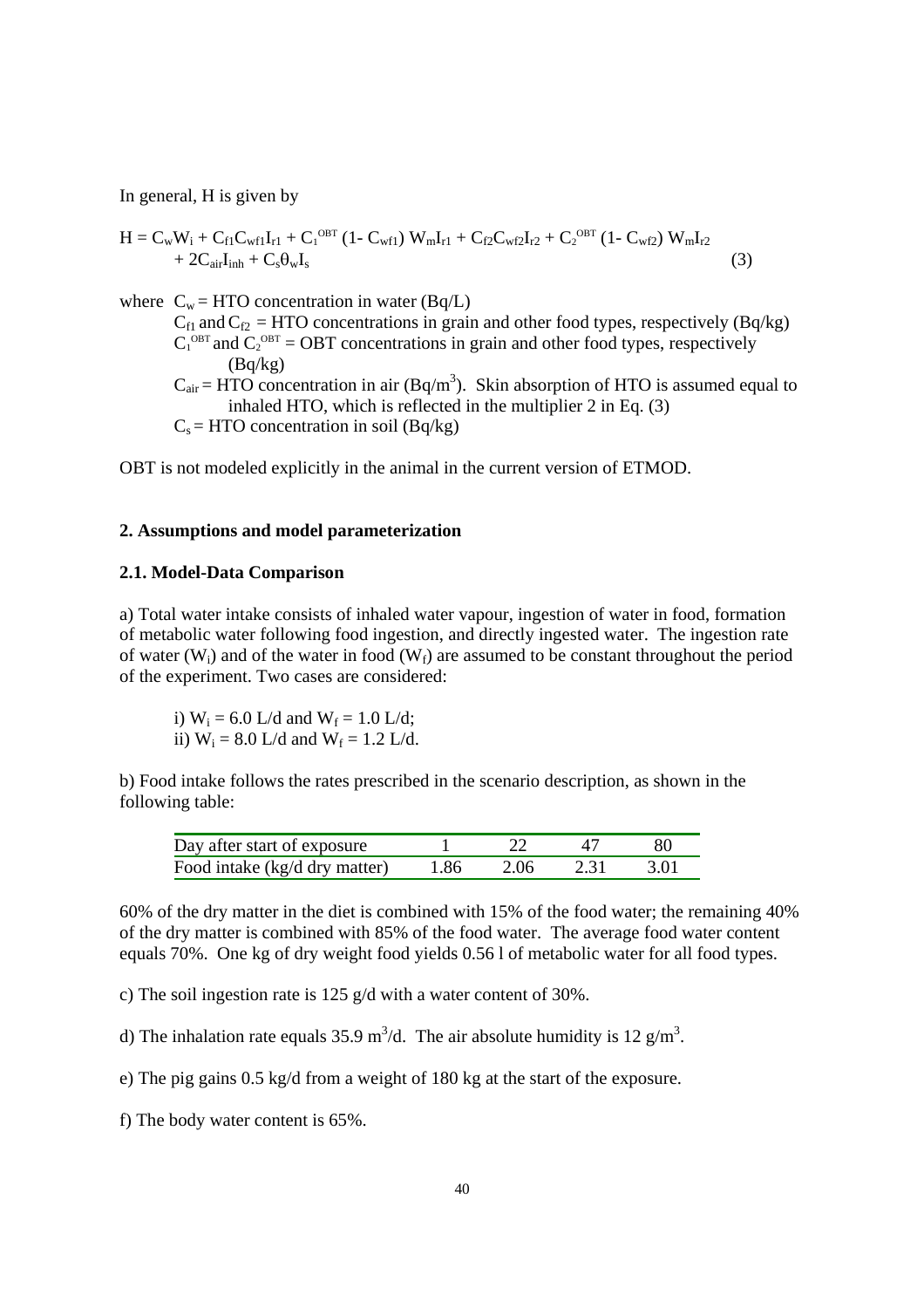In general, H is given by

$$H = C_w W_i + C_{f1} C_{wf1} I_{r1} + C_1^{OBT} (1 - C_{wf1}) W_m I_{r1} + C_{f2} C_{wf2} I_{r2} + C_2^{OBT} (1 - C_{wf2}) W_m I_{r2} + 2 C_{air} I_{inh} + C_s \theta_w I_s \quad (3)$$

where $C_w$ = HTO concentration in water (Bq/L)

$C_{f1}$ and $C_{f2}$ = HTO concentrations in grain and other food types, respectively (Bq/kg)

$C_1^{OBT}$ and $C_2^{OBT}$ = OBT concentrations in grain and other food types, respectively (Bq/kg)

$C_{air}$ = HTO concentration in air (Bq/m$^3$). Skin absorption of HTO is assumed equal to inhaled HTO, which is reflected in the multiplier 2 in Eq. (3)

$C_s$ = HTO concentration in soil (Bq/kg)

OBT is not modeled explicitly in the animal in the current version of ETMOD.

## 2. Assumptions and model parameterization

### 2.1. Model-Data Comparison

a) Total water intake consists of inhaled water vapour, ingestion of water in food, formation of metabolic water following food ingestion, and directly ingested water. The ingestion rate of water ($W_i$) and of the water in food ($W_f$) are assumed to be constant throughout the period of the experiment. Two cases are considered:

i) $W_i$ = 6.0 L/d and $W_f$ = 1.0 L/d;
ii) $W_i$ = 8.0 L/d and $W_f$ = 1.2 L/d.

b) Food intake follows the rates prescribed in the scenario description, as shown in the following table:

| Day after start of exposure | 1 | 22 | 47 | 80 |
|---|---|---|---|---|
| Food intake (kg/d dry matter) | 1.86 | 2.06 | 2.31 | 3.01 |

60% of the dry matter in the diet is combined with 15% of the food water; the remaining 40% of the dry matter is combined with 85% of the food water. The average food water content equals 70%. One kg of dry weight food yields 0.56 l of metabolic water for all food types.

c) The soil ingestion rate is 125 g/d with a water content of 30%.

d) The inhalation rate equals 35.9 m$^3$/d. The air absolute humidity is 12 g/m$^3$.

e) The pig gains 0.5 kg/d from a weight of 180 kg at the start of the exposure.

f) The body water content is 65%.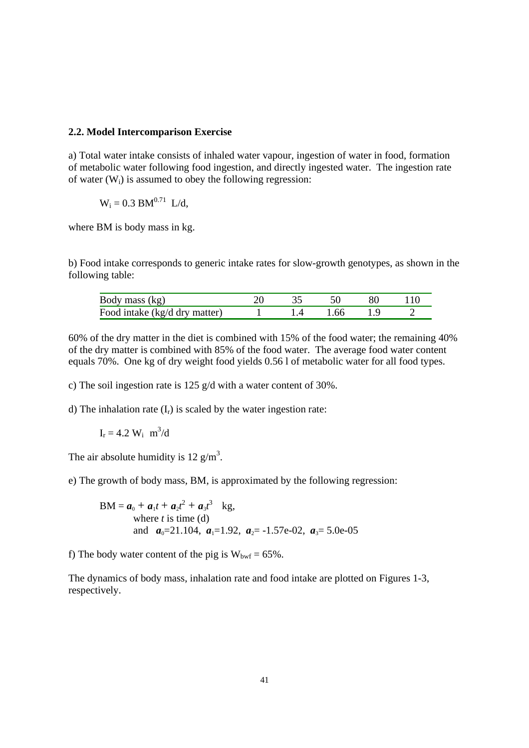## 2.2. Model Intercomparison Exercise

a) Total water intake consists of inhaled water vapour, ingestion of water in food, formation of metabolic water following food ingestion, and directly ingested water. The ingestion rate of water ($W_i$) is assumed to obey the following regression:

$$W_i = 0.3\ BM^{0.71}\ \ L/d,$$

where BM is body mass in kg.

b) Food intake corresponds to generic intake rates for slow-growth genotypes, as shown in the following table:

| Body mass (kg) | 20 | 35 | 50 | 80 | 110 |
|---|---|---|---|---|---|
| Food intake (kg/d dry matter) | 1 | 1.4 | 1.66 | 1.9 | 2 |

60% of the dry matter in the diet is combined with 15% of the food water; the remaining 40% of the dry matter is combined with 85% of the food water. The average food water content equals 70%. One kg of dry weight food yields 0.56 l of metabolic water for all food types.

c) The soil ingestion rate is 125 g/d with a water content of 30%.

d) The inhalation rate ($I_r$) is scaled by the water ingestion rate:

$$I_r = 4.2\ W_i\ \ m^3/d$$

The air absolute humidity is 12 g/m$^3$.

e) The growth of body mass, BM, is approximated by the following regression:

$$BM = \boldsymbol{a}_0 + \boldsymbol{a}_1 t + \boldsymbol{a}_2 t^2 + \boldsymbol{a}_3 t^3 \quad kg,$$

where $t$ is time (d)
and $\boldsymbol{a}_0$=21.104, $\boldsymbol{a}_1$=1.92, $\boldsymbol{a}_2$= -1.57e-02, $\boldsymbol{a}_3$= 5.0e-05

f) The body water content of the pig is $W_{bwf}$ = 65%.

The dynamics of body mass, inhalation rate and food intake are plotted on Figures 1-3, respectively.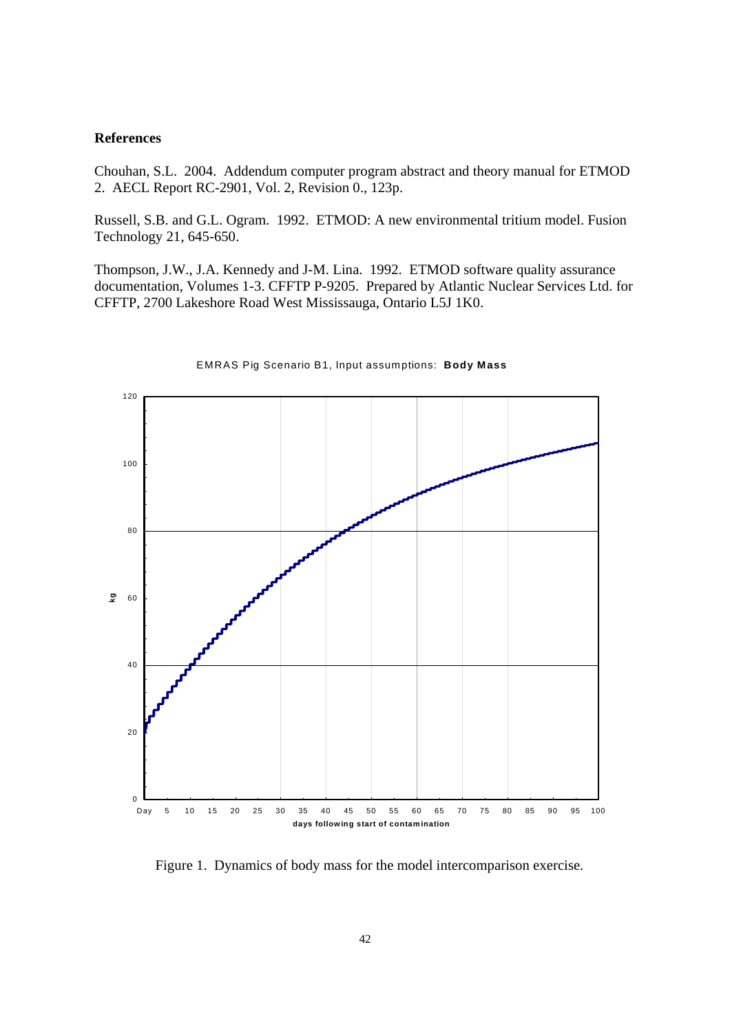## References

Chouhan, S.L. 2004. Addendum computer program abstract and theory manual for ETMOD 2. AECL Report RC-2901, Vol. 2, Revision 0., 123p.

Russell, S.B. and G.L. Ogram. 1992. ETMOD: A new environmental tritium model. Fusion Technology 21, 645-650.

Thompson, J.W., J.A. Kennedy and J-M. Lina. 1992. ETMOD software quality assurance documentation, Volumes 1-3. CFFTP P-9205. Prepared by Atlantic Nuclear Services Ltd. for CFFTP, 2700 Lakeshore Road West Mississauga, Ontario L5J 1K0.

Figure 1. Dynamics of body mass for the model intercomparison exercise.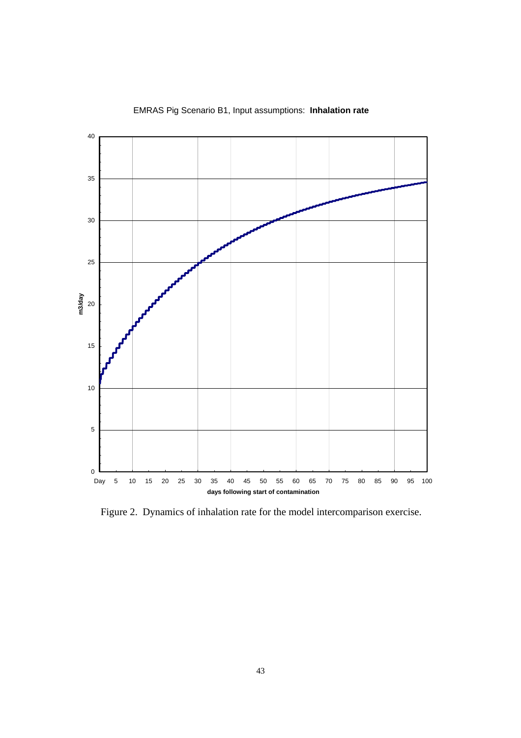EMRAS Pig Scenario B1, Input assumptions: **Inhalation rate**

Figure 2. Dynamics of inhalation rate for the model intercomparison exercise.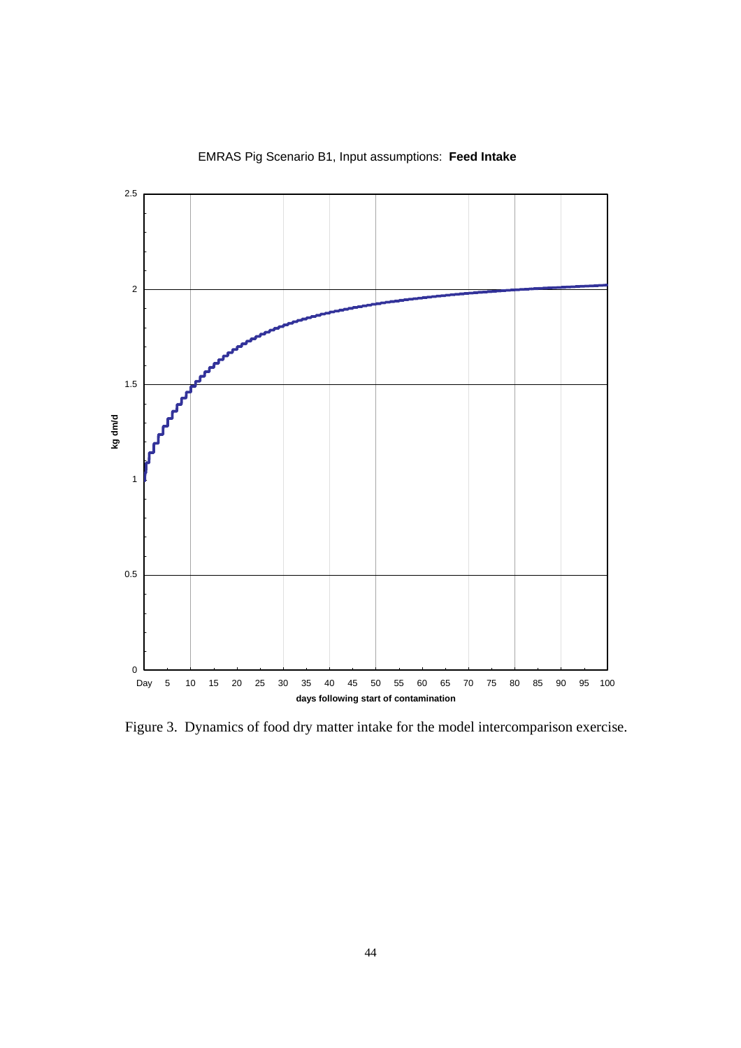EMRAS Pig Scenario B1, Input assumptions: **Feed Intake**

2.5

2

1.5

1

0.5

0

kg dm/d

Day 5 10 15 20 25 30 35 40 45 50 55 60 65 70 75 80 85 90 95 100

days following start of contamination

Figure 3. Dynamics of food dry matter intake for the model intercomparison exercise.